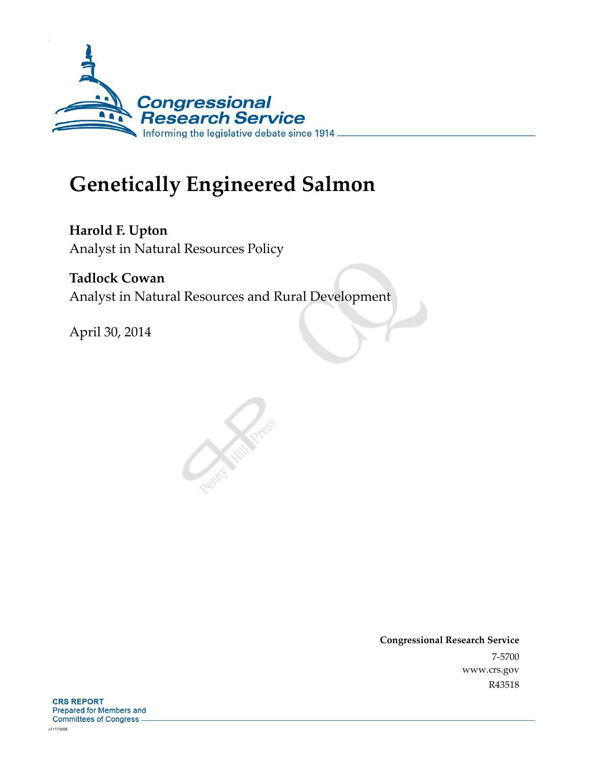Congressional Research Service

Informing the legislative debate since 1914

# Genetically Engineered Salmon

**Harold F. Upton**
Analyst in Natural Resources Policy

**Tadlock Cowan**
Analyst in Natural Resources and Rural Development

April 30, 2014

**Congressional Research Service**
7-5700
www.crs.gov
R43518

**CRS REPORT**
Prepared for Members and
Committees of Congress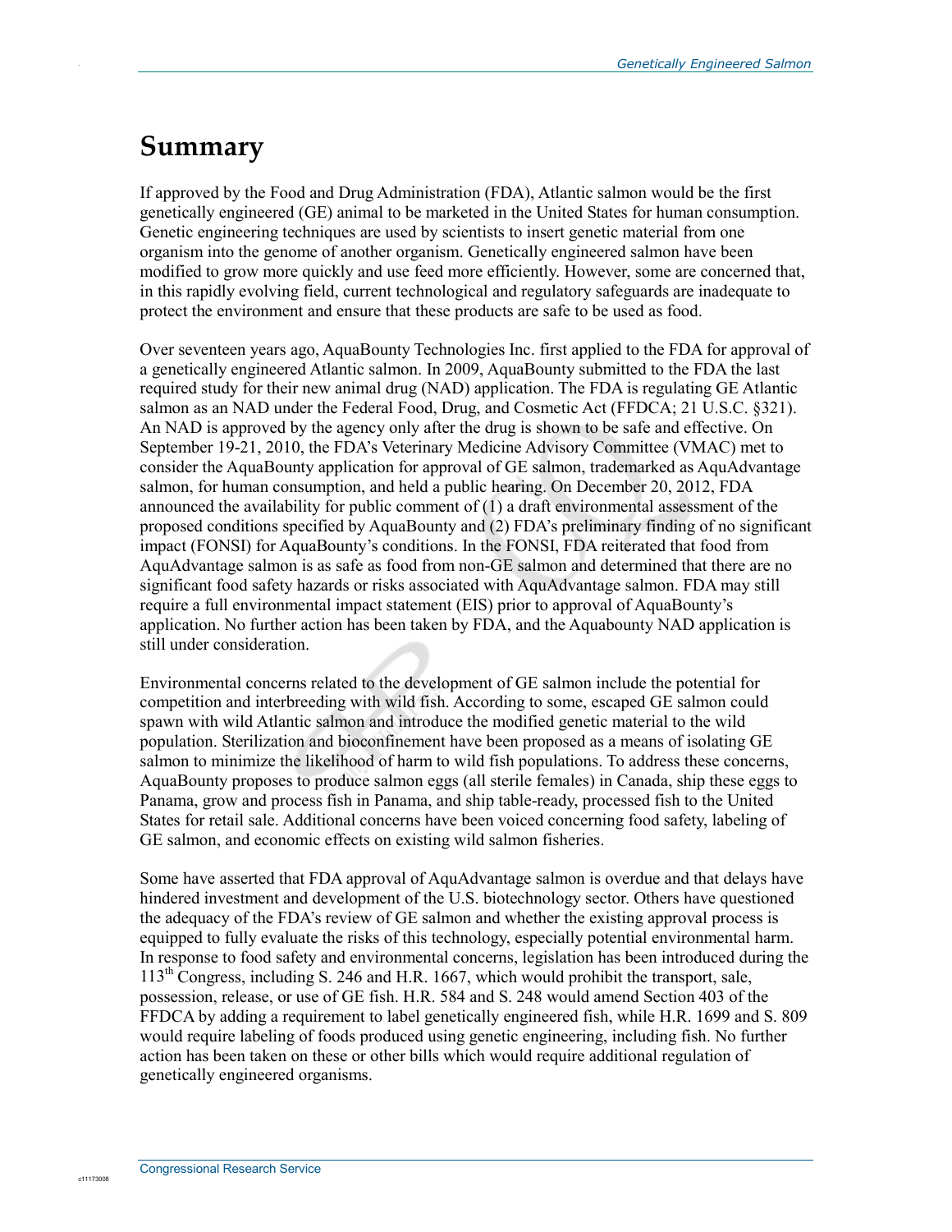# Summary

If approved by the Food and Drug Administration (FDA), Atlantic salmon would be the first genetically engineered (GE) animal to be marketed in the United States for human consumption. Genetic engineering techniques are used by scientists to insert genetic material from one organism into the genome of another organism. Genetically engineered salmon have been modified to grow more quickly and use feed more efficiently. However, some are concerned that, in this rapidly evolving field, current technological and regulatory safeguards are inadequate to protect the environment and ensure that these products are safe to be used as food.

Over seventeen years ago, AquaBounty Technologies Inc. first applied to the FDA for approval of a genetically engineered Atlantic salmon. In 2009, AquaBounty submitted to the FDA the last required study for their new animal drug (NAD) application. The FDA is regulating GE Atlantic salmon as an NAD under the Federal Food, Drug, and Cosmetic Act (FFDCA; 21 U.S.C. §321). An NAD is approved by the agency only after the drug is shown to be safe and effective. On September 19-21, 2010, the FDA's Veterinary Medicine Advisory Committee (VMAC) met to consider the AquaBounty application for approval of GE salmon, trademarked as AquAdvantage salmon, for human consumption, and held a public hearing. On December 20, 2012, FDA announced the availability for public comment of (1) a draft environmental assessment of the proposed conditions specified by AquaBounty and (2) FDA's preliminary finding of no significant impact (FONSI) for AquaBounty's conditions. In the FONSI, FDA reiterated that food from AquAdvantage salmon is as safe as food from non-GE salmon and determined that there are no significant food safety hazards or risks associated with AquAdvantage salmon. FDA may still require a full environmental impact statement (EIS) prior to approval of AquaBounty's application. No further action has been taken by FDA, and the Aquabounty NAD application is still under consideration.

Environmental concerns related to the development of GE salmon include the potential for competition and interbreeding with wild fish. According to some, escaped GE salmon could spawn with wild Atlantic salmon and introduce the modified genetic material to the wild population. Sterilization and bioconfinement have been proposed as a means of isolating GE salmon to minimize the likelihood of harm to wild fish populations. To address these concerns, AquaBounty proposes to produce salmon eggs (all sterile females) in Canada, ship these eggs to Panama, grow and process fish in Panama, and ship table-ready, processed fish to the United States for retail sale. Additional concerns have been voiced concerning food safety, labeling of GE salmon, and economic effects on existing wild salmon fisheries.

Some have asserted that FDA approval of AquAdvantage salmon is overdue and that delays have hindered investment and development of the U.S. biotechnology sector. Others have questioned the adequacy of the FDA's review of GE salmon and whether the existing approval process is equipped to fully evaluate the risks of this technology, especially potential environmental harm. In response to food safety and environmental concerns, legislation has been introduced during the 113th Congress, including S. 246 and H.R. 1667, which would prohibit the transport, sale, possession, release, or use of GE fish. H.R. 584 and S. 248 would amend Section 403 of the FFDCA by adding a requirement to label genetically engineered fish, while H.R. 1699 and S. 809 would require labeling of foods produced using genetic engineering, including fish. No further action has been taken on these or other bills which would require additional regulation of genetically engineered organisms.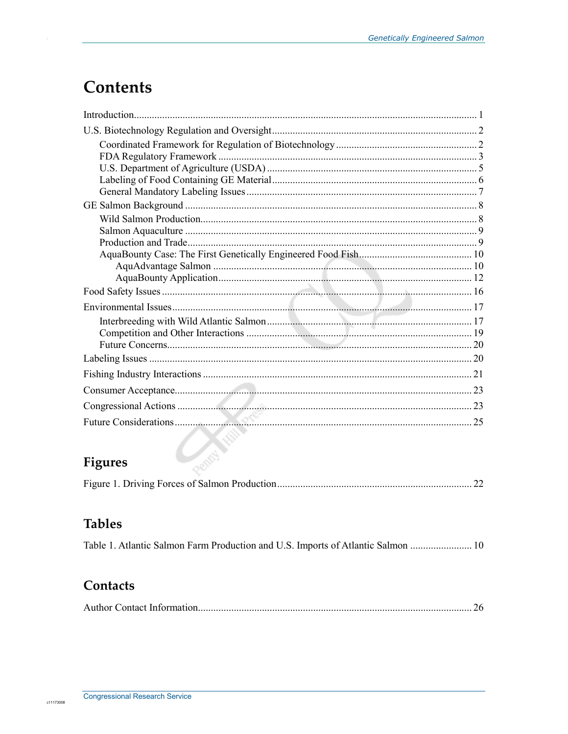# Contents

Introduction .................................................................................................................. 1

U.S. Biotechnology Regulation and Oversight ................................................................ 2

- Coordinated Framework for Regulation of Biotechnology ........................................ 2
- FDA Regulatory Framework ..................................................................................... 3
- U.S. Department of Agriculture (USDA) .................................................................. 5
- Labeling of Food Containing GE Material ................................................................ 6
- General Mandatory Labeling Issues .......................................................................... 7

GE Salmon Background .................................................................................................. 8

- Wild Salmon Production ........................................................................................... 8
- Salmon Aquaculture .................................................................................................. 9
- Production and Trade ................................................................................................ 9
- AquaBounty Case: The First Genetically Engineered Food Fish ............................. 10
    - AquAdvantage Salmon ....................................................................................... 10
    - AquaBounty Application ..................................................................................... 12

Food Safety Issues ......................................................................................................... 16

Environmental Issues ..................................................................................................... 17

- Interbreeding with Wild Atlantic Salmon ................................................................ 17
- Competition and Other Interactions ......................................................................... 19
- Future Concerns ....................................................................................................... 20

Labeling Issues .............................................................................................................. 20

Fishing Industry Interactions ......................................................................................... 21

Consumer Acceptance ................................................................................................... 23

Congressional Actions ................................................................................................... 23

Future Considerations .................................................................................................... 25

## Figures

Figure 1. Driving Forces of Salmon Production ............................................................ 22

## Tables

Table 1. Atlantic Salmon Farm Production and U.S. Imports of Atlantic Salmon ......... 10

## Contacts

Author Contact Information ........................................................................................... 26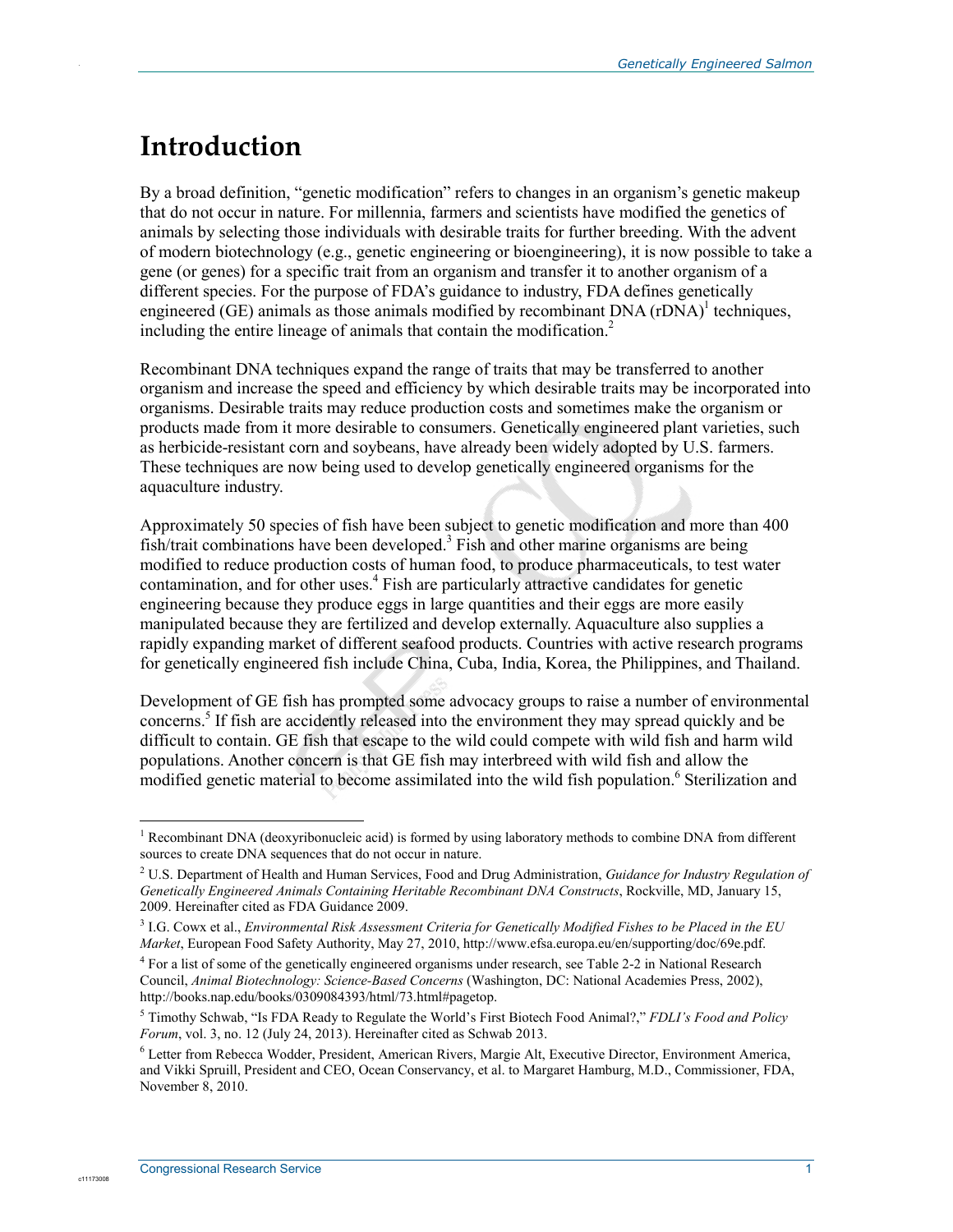# Introduction

By a broad definition, "genetic modification" refers to changes in an organism's genetic makeup that do not occur in nature. For millennia, farmers and scientists have modified the genetics of animals by selecting those individuals with desirable traits for further breeding. With the advent of modern biotechnology (e.g., genetic engineering or bioengineering), it is now possible to take a gene (or genes) for a specific trait from an organism and transfer it to another organism of a different species. For the purpose of FDA's guidance to industry, FDA defines genetically engineered (GE) animals as those animals modified by recombinant DNA (rDNA)[1] techniques, including the entire lineage of animals that contain the modification.[2]

Recombinant DNA techniques expand the range of traits that may be transferred to another organism and increase the speed and efficiency by which desirable traits may be incorporated into organisms. Desirable traits may reduce production costs and sometimes make the organism or products made from it more desirable to consumers. Genetically engineered plant varieties, such as herbicide-resistant corn and soybeans, have already been widely adopted by U.S. farmers. These techniques are now being used to develop genetically engineered organisms for the aquaculture industry.

Approximately 50 species of fish have been subject to genetic modification and more than 400 fish/trait combinations have been developed.[3] Fish and other marine organisms are being modified to reduce production costs of human food, to produce pharmaceuticals, to test water contamination, and for other uses.[4] Fish are particularly attractive candidates for genetic engineering because they produce eggs in large quantities and their eggs are more easily manipulated because they are fertilized and develop externally. Aquaculture also supplies a rapidly expanding market of different seafood products. Countries with active research programs for genetically engineered fish include China, Cuba, India, Korea, the Philippines, and Thailand.

Development of GE fish has prompted some advocacy groups to raise a number of environmental concerns.[5] If fish are accidently released into the environment they may spread quickly and be difficult to contain. GE fish that escape to the wild could compete with wild fish and harm wild populations. Another concern is that GE fish may interbreed with wild fish and allow the modified genetic material to become assimilated into the wild fish population.[6] Sterilization and

---

[1] Recombinant DNA (deoxyribonucleic acid) is formed by using laboratory methods to combine DNA from different sources to create DNA sequences that do not occur in nature.

[2] U.S. Department of Health and Human Services, Food and Drug Administration, *Guidance for Industry Regulation of Genetically Engineered Animals Containing Heritable Recombinant DNA Constructs*, Rockville, MD, January 15, 2009. Hereinafter cited as FDA Guidance 2009.

[3] I.G. Cowx et al., *Environmental Risk Assessment Criteria for Genetically Modified Fishes to be Placed in the EU Market*, European Food Safety Authority, May 27, 2010, http://www.efsa.europa.eu/en/supporting/doc/69e.pdf.

[4] For a list of some of the genetically engineered organisms under research, see Table 2-2 in National Research Council, *Animal Biotechnology: Science-Based Concerns* (Washington, DC: National Academies Press, 2002), http://books.nap.edu/books/0309084393/html/73.html#pagetop.

[5] Timothy Schwab, "Is FDA Ready to Regulate the World's First Biotech Food Animal?," *FDLI's Food and Policy Forum*, vol. 3, no. 12 (July 24, 2013). Hereinafter cited as Schwab 2013.

[6] Letter from Rebecca Wodder, President, American Rivers, Margie Alt, Executive Director, Environment America, and Vikki Spruill, President and CEO, Ocean Conservancy, et al. to Margaret Hamburg, M.D., Commissioner, FDA, November 8, 2010.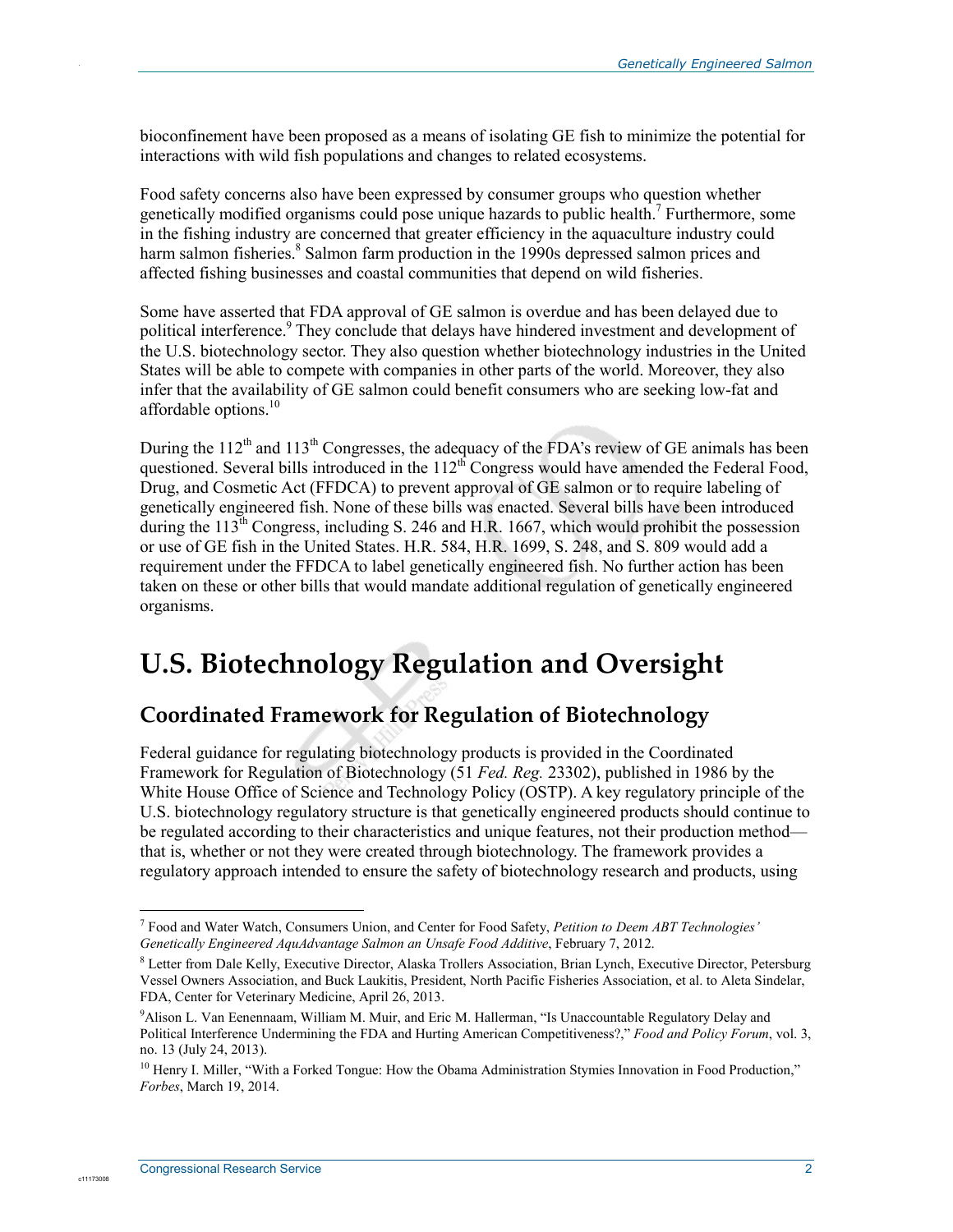bioconfinement have been proposed as a means of isolating GE fish to minimize the potential for interactions with wild fish populations and changes to related ecosystems.

Food safety concerns also have been expressed by consumer groups who question whether genetically modified organisms could pose unique hazards to public health.[7] Furthermore, some in the fishing industry are concerned that greater efficiency in the aquaculture industry could harm salmon fisheries.[8] Salmon farm production in the 1990s depressed salmon prices and affected fishing businesses and coastal communities that depend on wild fisheries.

Some have asserted that FDA approval of GE salmon is overdue and has been delayed due to political interference.[9] They conclude that delays have hindered investment and development of the U.S. biotechnology sector. They also question whether biotechnology industries in the United States will be able to compete with companies in other parts of the world. Moreover, they also infer that the availability of GE salmon could benefit consumers who are seeking low-fat and affordable options.[10]

During the 112th and 113th Congresses, the adequacy of the FDA's review of GE animals has been questioned. Several bills introduced in the 112th Congress would have amended the Federal Food, Drug, and Cosmetic Act (FFDCA) to prevent approval of GE salmon or to require labeling of genetically engineered fish. None of these bills was enacted. Several bills have been introduced during the 113th Congress, including S. 246 and H.R. 1667, which would prohibit the possession or use of GE fish in the United States. H.R. 584, H.R. 1699, S. 248, and S. 809 would add a requirement under the FFDCA to label genetically engineered fish. No further action has been taken on these or other bills that would mandate additional regulation of genetically engineered organisms.

# U.S. Biotechnology Regulation and Oversight

## Coordinated Framework for Regulation of Biotechnology

Federal guidance for regulating biotechnology products is provided in the Coordinated Framework for Regulation of Biotechnology (51 *Fed. Reg.* 23302), published in 1986 by the White House Office of Science and Technology Policy (OSTP). A key regulatory principle of the U.S. biotechnology regulatory structure is that genetically engineered products should continue to be regulated according to their characteristics and unique features, not their production method—that is, whether or not they were created through biotechnology. The framework provides a regulatory approach intended to ensure the safety of biotechnology research and products, using

---

[7] Food and Water Watch, Consumers Union, and Center for Food Safety, *Petition to Deem ABT Technologies' Genetically Engineered AquAdvantage Salmon an Unsafe Food Additive*, February 7, 2012.

[8] Letter from Dale Kelly, Executive Director, Alaska Trollers Association, Brian Lynch, Executive Director, Petersburg Vessel Owners Association, and Buck Laukitis, President, North Pacific Fisheries Association, et al. to Aleta Sindelar, FDA, Center for Veterinary Medicine, April 26, 2013.

[9] Alison L. Van Eenennaam, William M. Muir, and Eric M. Hallerman, "Is Unaccountable Regulatory Delay and Political Interference Undermining the FDA and Hurting American Competitiveness?," *Food and Policy Forum*, vol. 3, no. 13 (July 24, 2013).

[10] Henry I. Miller, "With a Forked Tongue: How the Obama Administration Stymies Innovation in Food Production," *Forbes*, March 19, 2014.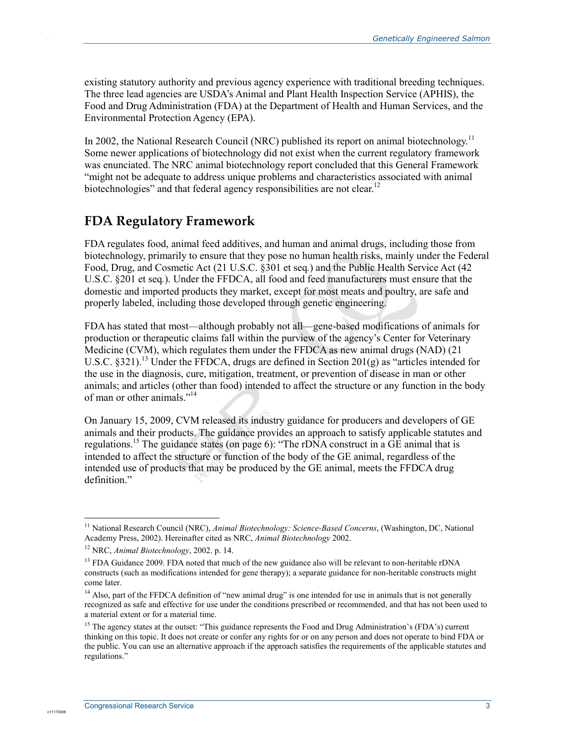existing statutory authority and previous agency experience with traditional breeding techniques. The three lead agencies are USDA's Animal and Plant Health Inspection Service (APHIS), the Food and Drug Administration (FDA) at the Department of Health and Human Services, and the Environmental Protection Agency (EPA).

In 2002, the National Research Council (NRC) published its report on animal biotechnology.[11] Some newer applications of biotechnology did not exist when the current regulatory framework was enunciated. The NRC animal biotechnology report concluded that this General Framework "might not be adequate to address unique problems and characteristics associated with animal biotechnologies" and that federal agency responsibilities are not clear.[12]

## FDA Regulatory Framework

FDA regulates food, animal feed additives, and human and animal drugs, including those from biotechnology, primarily to ensure that they pose no human health risks, mainly under the Federal Food, Drug, and Cosmetic Act (21 U.S.C. §301 et seq.) and the Public Health Service Act (42 U.S.C. §201 et seq.). Under the FFDCA, all food and feed manufacturers must ensure that the domestic and imported products they market, except for most meats and poultry, are safe and properly labeled, including those developed through genetic engineering.

FDA has stated that most—although probably not all—gene-based modifications of animals for production or therapeutic claims fall within the purview of the agency's Center for Veterinary Medicine (CVM), which regulates them under the FFDCA as new animal drugs (NAD) (21 U.S.C. §321).[13] Under the FFDCA, drugs are defined in Section 201(g) as "articles intended for the use in the diagnosis, cure, mitigation, treatment, or prevention of disease in man or other animals; and articles (other than food) intended to affect the structure or any function in the body of man or other animals."[14]

On January 15, 2009, CVM released its industry guidance for producers and developers of GE animals and their products. The guidance provides an approach to satisfy applicable statutes and regulations.[15] The guidance states (on page 6): "The rDNA construct in a GE animal that is intended to affect the structure or function of the body of the GE animal, regardless of the intended use of products that may be produced by the GE animal, meets the FFDCA drug definition."

---

[11] National Research Council (NRC), *Animal Biotechnology: Science-Based Concerns*, (Washington, DC, National Academy Press, 2002). Hereinafter cited as NRC, *Animal Biotechnology* 2002.

[12] NRC, *Animal Biotechnology*, 2002. p. 14.

[13] FDA Guidance 2009. FDA noted that much of the new guidance also will be relevant to non-heritable rDNA constructs (such as modifications intended for gene therapy); a separate guidance for non-heritable constructs might come later.

[14] Also, part of the FFDCA definition of "new animal drug" is one intended for use in animals that is not generally recognized as safe and effective for use under the conditions prescribed or recommended, and that has not been used to a material extent or for a material time.

[15] The agency states at the outset: "This guidance represents the Food and Drug Administration's (FDA's) current thinking on this topic. It does not create or confer any rights for or on any person and does not operate to bind FDA or the public. You can use an alternative approach if the approach satisfies the requirements of the applicable statutes and regulations."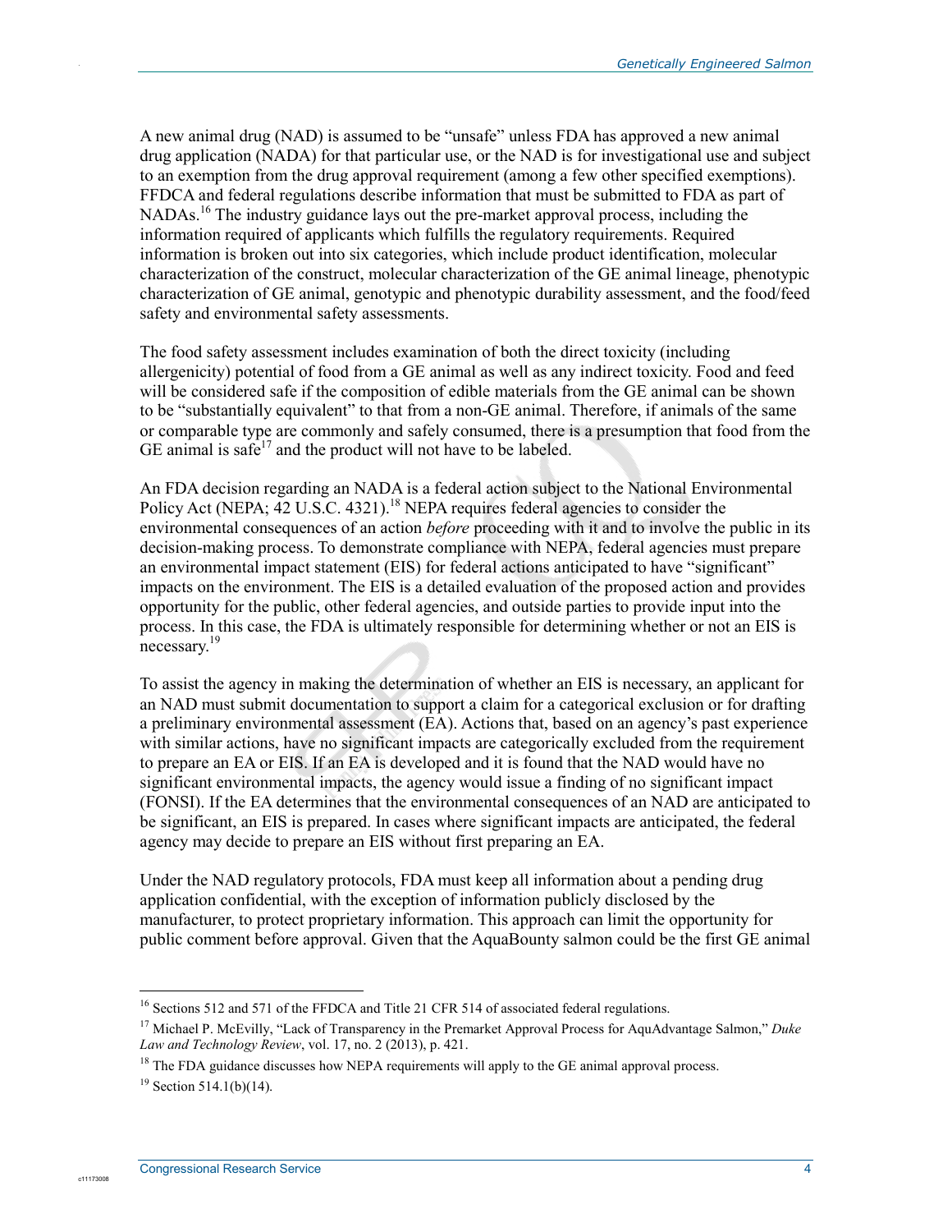A new animal drug (NAD) is assumed to be "unsafe" unless FDA has approved a new animal drug application (NADA) for that particular use, or the NAD is for investigational use and subject to an exemption from the drug approval requirement (among a few other specified exemptions). FFDCA and federal regulations describe information that must be submitted to FDA as part of NADAs.[16] The industry guidance lays out the pre-market approval process, including the information required of applicants which fulfills the regulatory requirements. Required information is broken out into six categories, which include product identification, molecular characterization of the construct, molecular characterization of the GE animal lineage, phenotypic characterization of GE animal, genotypic and phenotypic durability assessment, and the food/feed safety and environmental safety assessments.

The food safety assessment includes examination of both the direct toxicity (including allergenicity) potential of food from a GE animal as well as any indirect toxicity. Food and feed will be considered safe if the composition of edible materials from the GE animal can be shown to be "substantially equivalent" to that from a non-GE animal. Therefore, if animals of the same or comparable type are commonly and safely consumed, there is a presumption that food from the GE animal is safe[17] and the product will not have to be labeled.

An FDA decision regarding an NADA is a federal action subject to the National Environmental Policy Act (NEPA; 42 U.S.C. 4321).[18] NEPA requires federal agencies to consider the environmental consequences of an action *before* proceeding with it and to involve the public in its decision-making process. To demonstrate compliance with NEPA, federal agencies must prepare an environmental impact statement (EIS) for federal actions anticipated to have "significant" impacts on the environment. The EIS is a detailed evaluation of the proposed action and provides opportunity for the public, other federal agencies, and outside parties to provide input into the process. In this case, the FDA is ultimately responsible for determining whether or not an EIS is necessary.[19]

To assist the agency in making the determination of whether an EIS is necessary, an applicant for an NAD must submit documentation to support a claim for a categorical exclusion or for drafting a preliminary environmental assessment (EA). Actions that, based on an agency's past experience with similar actions, have no significant impacts are categorically excluded from the requirement to prepare an EA or EIS. If an EA is developed and it is found that the NAD would have no significant environmental impacts, the agency would issue a finding of no significant impact (FONSI). If the EA determines that the environmental consequences of an NAD are anticipated to be significant, an EIS is prepared. In cases where significant impacts are anticipated, the federal agency may decide to prepare an EIS without first preparing an EA.

Under the NAD regulatory protocols, FDA must keep all information about a pending drug application confidential, with the exception of information publicly disclosed by the manufacturer, to protect proprietary information. This approach can limit the opportunity for public comment before approval. Given that the AquaBounty salmon could be the first GE animal

---

[16] Sections 512 and 571 of the FFDCA and Title 21 CFR 514 of associated federal regulations.

[17] Michael P. McEvilly, "Lack of Transparency in the Premarket Approval Process for AquAdvantage Salmon," *Duke Law and Technology Review*, vol. 17, no. 2 (2013), p. 421.

[18] The FDA guidance discusses how NEPA requirements will apply to the GE animal approval process.

[19] Section 514.1(b)(14).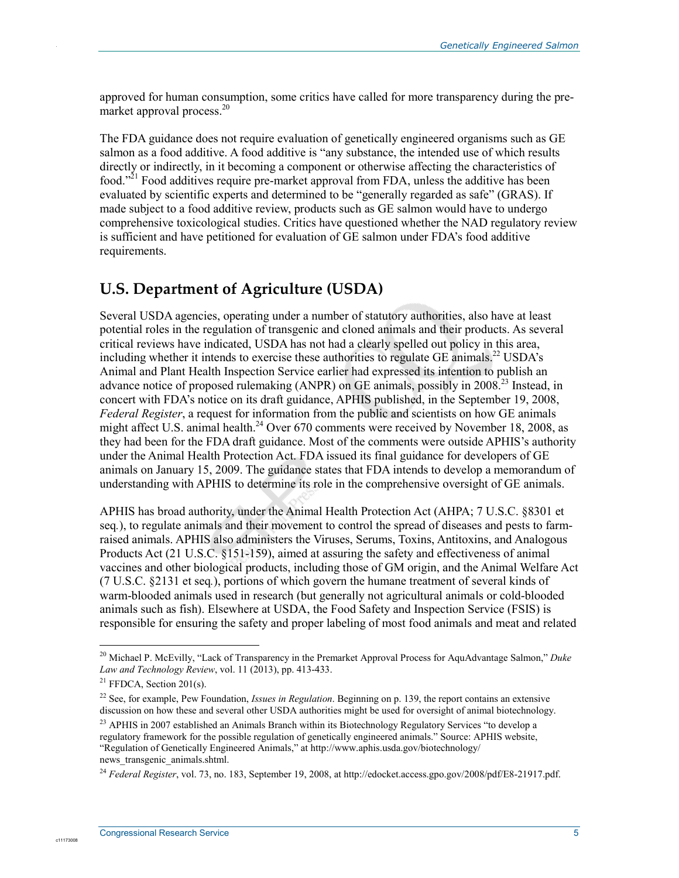approved for human consumption, some critics have called for more transparency during the pre-market approval process.[20]

The FDA guidance does not require evaluation of genetically engineered organisms such as GE salmon as a food additive. A food additive is "any substance, the intended use of which results directly or indirectly, in it becoming a component or otherwise affecting the characteristics of food."[21] Food additives require pre-market approval from FDA, unless the additive has been evaluated by scientific experts and determined to be "generally regarded as safe" (GRAS). If made subject to a food additive review, products such as GE salmon would have to undergo comprehensive toxicological studies. Critics have questioned whether the NAD regulatory review is sufficient and have petitioned for evaluation of GE salmon under FDA's food additive requirements.

## U.S. Department of Agriculture (USDA)

Several USDA agencies, operating under a number of statutory authorities, also have at least potential roles in the regulation of transgenic and cloned animals and their products. As several critical reviews have indicated, USDA has not had a clearly spelled out policy in this area, including whether it intends to exercise these authorities to regulate GE animals.[22] USDA's Animal and Plant Health Inspection Service earlier had expressed its intention to publish an advance notice of proposed rulemaking (ANPR) on GE animals, possibly in 2008.[23] Instead, in concert with FDA's notice on its draft guidance, APHIS published, in the September 19, 2008, *Federal Register*, a request for information from the public and scientists on how GE animals might affect U.S. animal health.[24] Over 670 comments were received by November 18, 2008, as they had been for the FDA draft guidance. Most of the comments were outside APHIS's authority under the Animal Health Protection Act. FDA issued its final guidance for developers of GE animals on January 15, 2009. The guidance states that FDA intends to develop a memorandum of understanding with APHIS to determine its role in the comprehensive oversight of GE animals.

APHIS has broad authority, under the Animal Health Protection Act (AHPA; 7 U.S.C. §8301 et seq.), to regulate animals and their movement to control the spread of diseases and pests to farm-raised animals. APHIS also administers the Viruses, Serums, Toxins, Antitoxins, and Analogous Products Act (21 U.S.C. §151-159), aimed at assuring the safety and effectiveness of animal vaccines and other biological products, including those of GM origin, and the Animal Welfare Act (7 U.S.C. §2131 et seq.), portions of which govern the humane treatment of several kinds of warm-blooded animals used in research (but generally not agricultural animals or cold-blooded animals such as fish). Elsewhere at USDA, the Food Safety and Inspection Service (FSIS) is responsible for ensuring the safety and proper labeling of most food animals and meat and related

---

[20] Michael P. McEvilly, "Lack of Transparency in the Premarket Approval Process for AquAdvantage Salmon," *Duke Law and Technology Review*, vol. 11 (2013), pp. 413-433.

[21] FFDCA, Section 201(s).

[22] See, for example, Pew Foundation, *Issues in Regulation*. Beginning on p. 139, the report contains an extensive discussion on how these and several other USDA authorities might be used for oversight of animal biotechnology.

[23] APHIS in 2007 established an Animals Branch within its Biotechnology Regulatory Services "to develop a regulatory framework for the possible regulation of genetically engineered animals." Source: APHIS website, "Regulation of Genetically Engineered Animals," at http://www.aphis.usda.gov/biotechnology/news_transgenic_animals.shtml.

[24] *Federal Register*, vol. 73, no. 183, September 19, 2008, at http://edocket.access.gpo.gov/2008/pdf/E8-21917.pdf.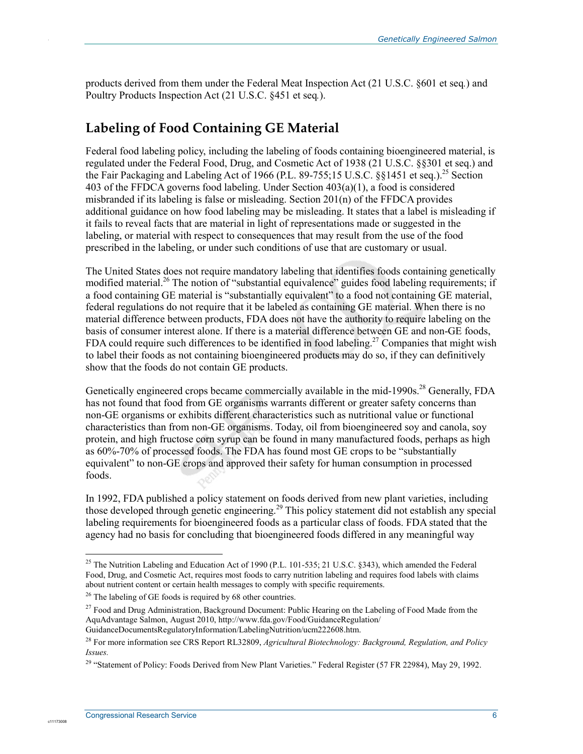products derived from them under the Federal Meat Inspection Act (21 U.S.C. §601 et seq*.*) and Poultry Products Inspection Act (21 U.S.C. §451 et seq*.*).

## Labeling of Food Containing GE Material

Federal food labeling policy, including the labeling of foods containing bioengineered material, is regulated under the Federal Food, Drug, and Cosmetic Act of 1938 (21 U.S.C. §§301 et seq.) and the Fair Packaging and Labeling Act of 1966 (P.L. 89-755;15 U.S.C. §§1451 et seq.).[25] Section 403 of the FFDCA governs food labeling. Under Section 403(a)(1), a food is considered misbranded if its labeling is false or misleading. Section 201(n) of the FFDCA provides additional guidance on how food labeling may be misleading. It states that a label is misleading if it fails to reveal facts that are material in light of representations made or suggested in the labeling, or material with respect to consequences that may result from the use of the food prescribed in the labeling, or under such conditions of use that are customary or usual.

The United States does not require mandatory labeling that identifies foods containing genetically modified material.[26] The notion of "substantial equivalence" guides food labeling requirements; if a food containing GE material is "substantially equivalent" to a food not containing GE material, federal regulations do not require that it be labeled as containing GE material. When there is no material difference between products, FDA does not have the authority to require labeling on the basis of consumer interest alone. If there is a material difference between GE and non-GE foods, FDA could require such differences to be identified in food labeling.[27] Companies that might wish to label their foods as not containing bioengineered products may do so, if they can definitively show that the foods do not contain GE products.

Genetically engineered crops became commercially available in the mid-1990s.[28] Generally, FDA has not found that food from GE organisms warrants different or greater safety concerns than non-GE organisms or exhibits different characteristics such as nutritional value or functional characteristics than from non-GE organisms. Today, oil from bioengineered soy and canola, soy protein, and high fructose corn syrup can be found in many manufactured foods, perhaps as high as 60%-70% of processed foods. The FDA has found most GE crops to be "substantially equivalent" to non-GE crops and approved their safety for human consumption in processed foods.

In 1992, FDA published a policy statement on foods derived from new plant varieties, including those developed through genetic engineering.[29] This policy statement did not establish any special labeling requirements for bioengineered foods as a particular class of foods. FDA stated that the agency had no basis for concluding that bioengineered foods differed in any meaningful way

---

[25] The Nutrition Labeling and Education Act of 1990 (P.L. 101-535; 21 U.S.C. §343), which amended the Federal Food, Drug, and Cosmetic Act, requires most foods to carry nutrition labeling and requires food labels with claims about nutrient content or certain health messages to comply with specific requirements.

[26] The labeling of GE foods is required by 68 other countries.

[27] Food and Drug Administration, Background Document: Public Hearing on the Labeling of Food Made from the AquAdvantage Salmon, August 2010, http://www.fda.gov/Food/GuidanceRegulation/GuidanceDocumentsRegulatoryInformation/LabelingNutrition/ucm222608.htm.

[28] For more information see CRS Report RL32809, *Agricultural Biotechnology: Background, Regulation, and Policy Issues.*

[29] "Statement of Policy: Foods Derived from New Plant Varieties." Federal Register (57 FR 22984), May 29, 1992.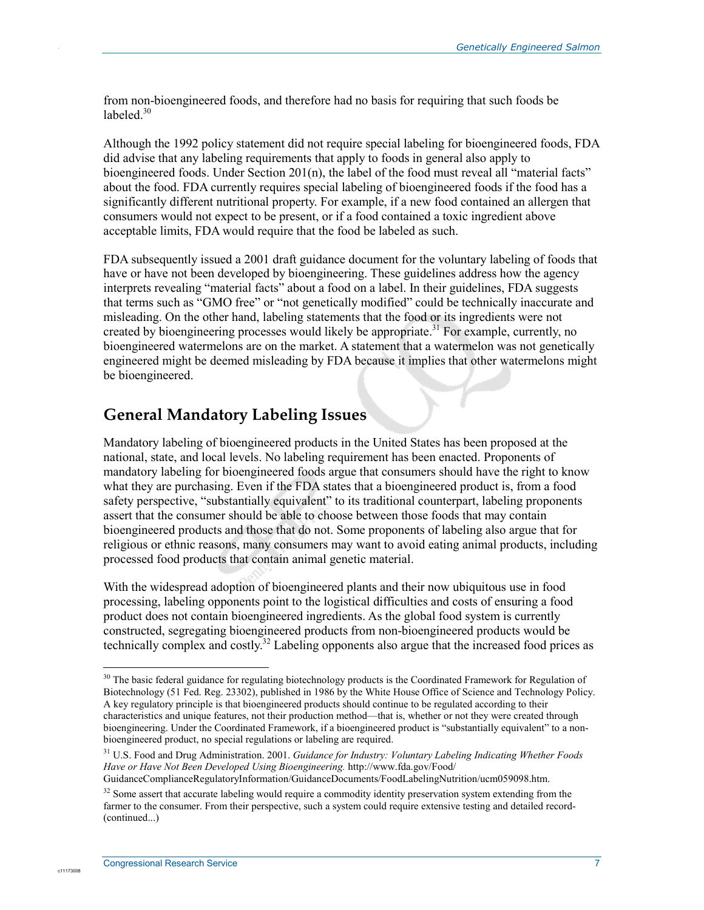from non-bioengineered foods, and therefore had no basis for requiring that such foods be labeled.[30]

Although the 1992 policy statement did not require special labeling for bioengineered foods, FDA did advise that any labeling requirements that apply to foods in general also apply to bioengineered foods. Under Section 201(n), the label of the food must reveal all "material facts" about the food. FDA currently requires special labeling of bioengineered foods if the food has a significantly different nutritional property. For example, if a new food contained an allergen that consumers would not expect to be present, or if a food contained a toxic ingredient above acceptable limits, FDA would require that the food be labeled as such.

FDA subsequently issued a 2001 draft guidance document for the voluntary labeling of foods that have or have not been developed by bioengineering. These guidelines address how the agency interprets revealing "material facts" about a food on a label. In their guidelines, FDA suggests that terms such as "GMO free" or "not genetically modified" could be technically inaccurate and misleading. On the other hand, labeling statements that the food or its ingredients were not created by bioengineering processes would likely be appropriate.[31] For example, currently, no bioengineered watermelons are on the market. A statement that a watermelon was not genetically engineered might be deemed misleading by FDA because it implies that other watermelons might be bioengineered.

## General Mandatory Labeling Issues

Mandatory labeling of bioengineered products in the United States has been proposed at the national, state, and local levels. No labeling requirement has been enacted. Proponents of mandatory labeling for bioengineered foods argue that consumers should have the right to know what they are purchasing. Even if the FDA states that a bioengineered product is, from a food safety perspective, "substantially equivalent" to its traditional counterpart, labeling proponents assert that the consumer should be able to choose between those foods that may contain bioengineered products and those that do not. Some proponents of labeling also argue that for religious or ethnic reasons, many consumers may want to avoid eating animal products, including processed food products that contain animal genetic material.

With the widespread adoption of bioengineered plants and their now ubiquitous use in food processing, labeling opponents point to the logistical difficulties and costs of ensuring a food product does not contain bioengineered ingredients. As the global food system is currently constructed, segregating bioengineered products from non-bioengineered products would be technically complex and costly.[32] Labeling opponents also argue that the increased food prices as

---

[30] The basic federal guidance for regulating biotechnology products is the Coordinated Framework for Regulation of Biotechnology (51 Fed. Reg. 23302), published in 1986 by the White House Office of Science and Technology Policy. A key regulatory principle is that bioengineered products should continue to be regulated according to their characteristics and unique features, not their production method—that is, whether or not they were created through bioengineering. Under the Coordinated Framework, if a bioengineered product is "substantially equivalent" to a non-bioengineered product, no special regulations or labeling are required.

[31] U.S. Food and Drug Administration. 2001. *Guidance for Industry: Voluntary Labeling Indicating Whether Foods Have or Have Not Been Developed Using Bioengineering.* http://www.fda.gov/Food/GuidanceComplianceRegulatoryInformation/GuidanceDocuments/FoodLabelingNutrition/ucm059098.htm.

[32] Some assert that accurate labeling would require a commodity identity preservation system extending from the farmer to the consumer. From their perspective, such a system could require extensive testing and detailed record-(continued...)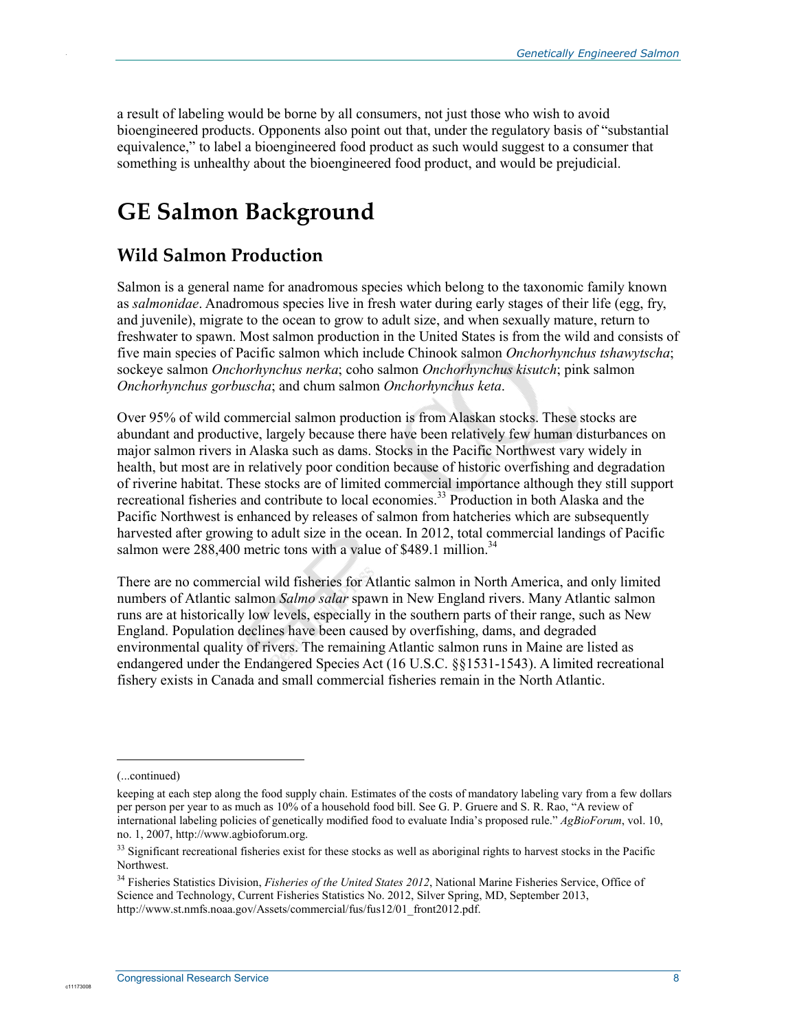a result of labeling would be borne by all consumers, not just those who wish to avoid bioengineered products. Opponents also point out that, under the regulatory basis of "substantial equivalence," to label a bioengineered food product as such would suggest to a consumer that something is unhealthy about the bioengineered food product, and would be prejudicial.

# GE Salmon Background

## Wild Salmon Production

Salmon is a general name for anadromous species which belong to the taxonomic family known as *salmonidae*. Anadromous species live in fresh water during early stages of their life (egg, fry, and juvenile), migrate to the ocean to grow to adult size, and when sexually mature, return to freshwater to spawn. Most salmon production in the United States is from the wild and consists of five main species of Pacific salmon which include Chinook salmon *Onchorhynchus tshawytscha*; sockeye salmon *Onchorhynchus nerka*; coho salmon *Onchorhynchus kisutch*; pink salmon *Onchorhynchus gorbuscha*; and chum salmon *Onchorhynchus keta*.

Over 95% of wild commercial salmon production is from Alaskan stocks. These stocks are abundant and productive, largely because there have been relatively few human disturbances on major salmon rivers in Alaska such as dams. Stocks in the Pacific Northwest vary widely in health, but most are in relatively poor condition because of historic overfishing and degradation of riverine habitat. These stocks are of limited commercial importance although they still support recreational fisheries and contribute to local economies.[33] Production in both Alaska and the Pacific Northwest is enhanced by releases of salmon from hatcheries which are subsequently harvested after growing to adult size in the ocean. In 2012, total commercial landings of Pacific salmon were 288,400 metric tons with a value of $489.1 million.[34]

There are no commercial wild fisheries for Atlantic salmon in North America, and only limited numbers of Atlantic salmon *Salmo salar* spawn in New England rivers. Many Atlantic salmon runs are at historically low levels, especially in the southern parts of their range, such as New England. Population declines have been caused by overfishing, dams, and degraded environmental quality of rivers. The remaining Atlantic salmon runs in Maine are listed as endangered under the Endangered Species Act (16 U.S.C. §§1531-1543). A limited recreational fishery exists in Canada and small commercial fisheries remain in the North Atlantic.

---

(...continued)

keeping at each step along the food supply chain. Estimates of the costs of mandatory labeling vary from a few dollars per person per year to as much as 10% of a household food bill. See G. P. Gruere and S. R. Rao, "A review of international labeling policies of genetically modified food to evaluate India's proposed rule." *AgBioForum*, vol. 10, no. 1, 2007, http://www.agbioforum.org.

[33] Significant recreational fisheries exist for these stocks as well as aboriginal rights to harvest stocks in the Pacific Northwest.

[34] Fisheries Statistics Division, *Fisheries of the United States 2012*, National Marine Fisheries Service, Office of Science and Technology, Current Fisheries Statistics No. 2012, Silver Spring, MD, September 2013, http://www.st.nmfs.noaa.gov/Assets/commercial/fus/fus12/01_front2012.pdf.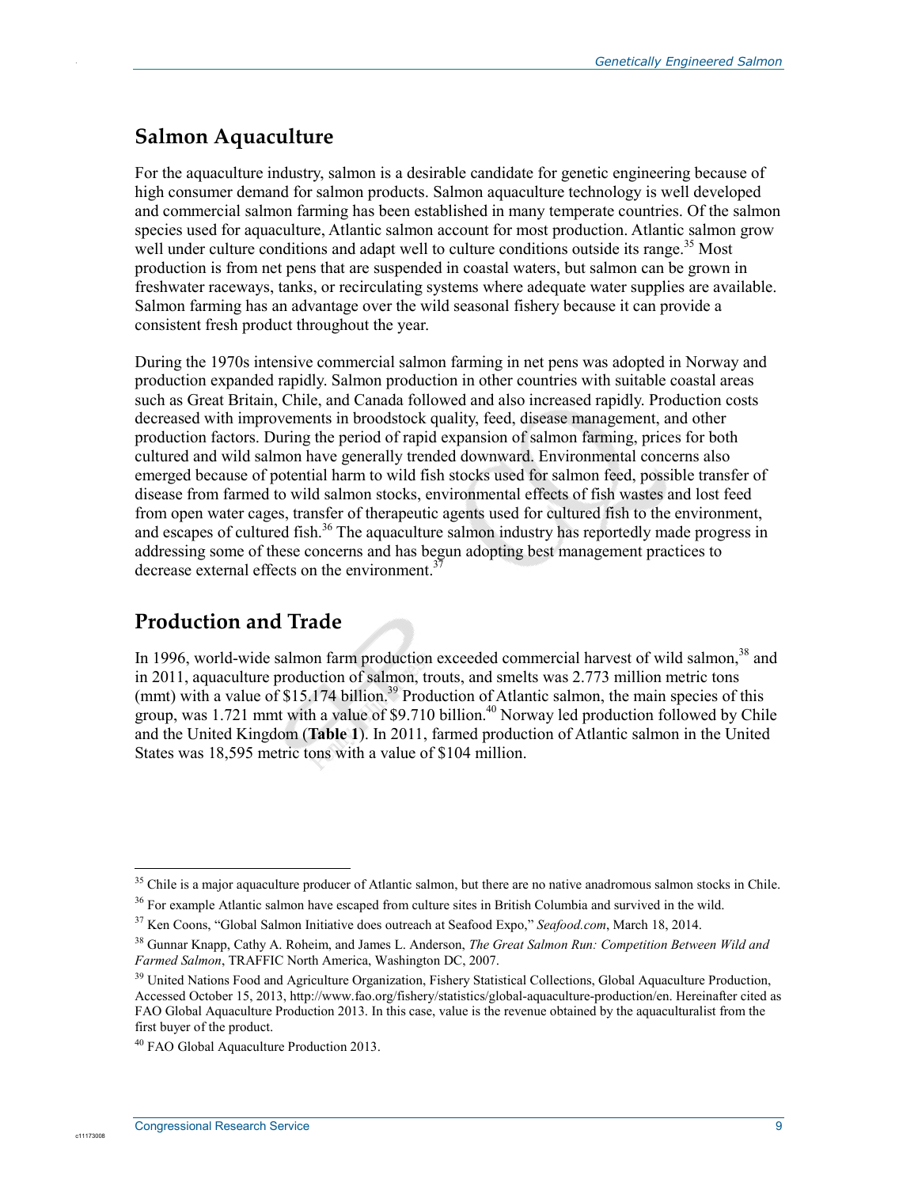## Salmon Aquaculture

For the aquaculture industry, salmon is a desirable candidate for genetic engineering because of high consumer demand for salmon products. Salmon aquaculture technology is well developed and commercial salmon farming has been established in many temperate countries. Of the salmon species used for aquaculture, Atlantic salmon account for most production. Atlantic salmon grow well under culture conditions and adapt well to culture conditions outside its range.[35] Most production is from net pens that are suspended in coastal waters, but salmon can be grown in freshwater raceways, tanks, or recirculating systems where adequate water supplies are available. Salmon farming has an advantage over the wild seasonal fishery because it can provide a consistent fresh product throughout the year.

During the 1970s intensive commercial salmon farming in net pens was adopted in Norway and production expanded rapidly. Salmon production in other countries with suitable coastal areas such as Great Britain, Chile, and Canada followed and also increased rapidly. Production costs decreased with improvements in broodstock quality, feed, disease management, and other production factors. During the period of rapid expansion of salmon farming, prices for both cultured and wild salmon have generally trended downward. Environmental concerns also emerged because of potential harm to wild fish stocks used for salmon feed, possible transfer of disease from farmed to wild salmon stocks, environmental effects of fish wastes and lost feed from open water cages, transfer of therapeutic agents used for cultured fish to the environment, and escapes of cultured fish.[36] The aquaculture salmon industry has reportedly made progress in addressing some of these concerns and has begun adopting best management practices to decrease external effects on the environment.[37]

## Production and Trade

In 1996, world-wide salmon farm production exceeded commercial harvest of wild salmon,[38] and in 2011, aquaculture production of salmon, trouts, and smelts was 2.773 million metric tons (mmt) with a value of $15.174 billion.[39] Production of Atlantic salmon, the main species of this group, was 1.721 mmt with a value of $9.710 billion.[40] Norway led production followed by Chile and the United Kingdom (**Table 1**). In 2011, farmed production of Atlantic salmon in the United States was 18,595 metric tons with a value of $104 million.

---

[35] Chile is a major aquaculture producer of Atlantic salmon, but there are no native anadromous salmon stocks in Chile.

[36] For example Atlantic salmon have escaped from culture sites in British Columbia and survived in the wild.

[37] Ken Coons, "Global Salmon Initiative does outreach at Seafood Expo," *Seafood.com*, March 18, 2014.

[38] Gunnar Knapp, Cathy A. Roheim, and James L. Anderson, *The Great Salmon Run: Competition Between Wild and Farmed Salmon*, TRAFFIC North America, Washington DC, 2007.

[39] United Nations Food and Agriculture Organization, Fishery Statistical Collections, Global Aquaculture Production, Accessed October 15, 2013, http://www.fao.org/fishery/statistics/global-aquaculture-production/en. Hereinafter cited as FAO Global Aquaculture Production 2013. In this case, value is the revenue obtained by the aquaculturalist from the first buyer of the product.

[40] FAO Global Aquaculture Production 2013.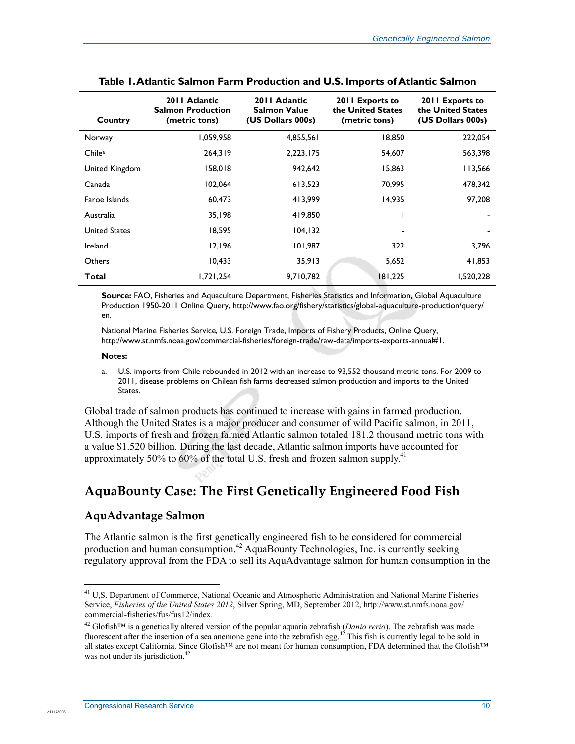**Table 1. Atlantic Salmon Farm Production and U.S. Imports of Atlantic Salmon**

| Country | 2011 Atlantic Salmon Production (metric tons) | 2011 Atlantic Salmon Value (US Dollars 000s) | 2011 Exports to the United States (metric tons) | 2011 Exports to the United States (US Dollars 000s) |
|---|---|---|---|---|
| Norway | 1,059,958 | 4,855,561 | 18,850 | 222,054 |
| Chile[a] | 264,319 | 2,223,175 | 54,607 | 563,398 |
| United Kingdom | 158,018 | 942,642 | 15,863 | 113,566 |
| Canada | 102,064 | 613,523 | 70,995 | 478,342 |
| Faroe Islands | 60,473 | 413,999 | 14,935 | 97,208 |
| Australia | 35,198 | 419,850 | 1 | - |
| United States | 18,595 | 104,132 | - | - |
| Ireland | 12,196 | 101,987 | 322 | 3,796 |
| Others | 10,433 | 35,913 | 5,652 | 41,853 |
| **Total** | 1,721,254 | 9,710,782 | 181,225 | 1,520,228 |

**Source:** FAO, Fisheries and Aquaculture Department, Fisheries Statistics and Information, Global Aquaculture Production 1950-2011 Online Query, http://www.fao.org/fishery/statistics/global-aquaculture-production/query/en.

National Marine Fisheries Service, U.S. Foreign Trade, Imports of Fishery Products, Online Query, http://www.st.nmfs.noaa.gov/commercial-fisheries/foreign-trade/raw-data/imports-exports-annual#1.

**Notes:**

a. U.S. imports from Chile rebounded in 2012 with an increase to 93,552 thousand metric tons. For 2009 to 2011, disease problems on Chilean fish farms decreased salmon production and imports to the United States.

Global trade of salmon products has continued to increase with gains in farmed production. Although the United States is a major producer and consumer of wild Pacific salmon, in 2011, U.S. imports of fresh and frozen farmed Atlantic salmon totaled 181.2 thousand metric tons with a value $1.520 billion. During the last decade, Atlantic salmon imports have accounted for approximately 50% to 60% of the total U.S. fresh and frozen salmon supply.[41]

## AquaBounty Case: The First Genetically Engineered Food Fish

### AquAdvantage Salmon

The Atlantic salmon is the first genetically engineered fish to be considered for commercial production and human consumption.[42] AquaBounty Technologies, Inc. is currently seeking regulatory approval from the FDA to sell its AquAdvantage salmon for human consumption in the

---

[41] U.S. Department of Commerce, National Oceanic and Atmospheric Administration and National Marine Fisheries Service, *Fisheries of the United States 2012*, Silver Spring, MD, September 2012, http://www.st.nmfs.noaa.gov/commercial-fisheries/fus/fus12/index.

[42] Glofish™ is a genetically altered version of the popular aquaria zebrafish (*Danio rerio*). The zebrafish was made fluorescent after the insertion of a sea anemone gene into the zebrafish egg.[42] This fish is currently legal to be sold in all states except California. Since Glofish™ are not meant for human consumption, FDA determined that the Glofish™ was not under its jurisdiction.[42]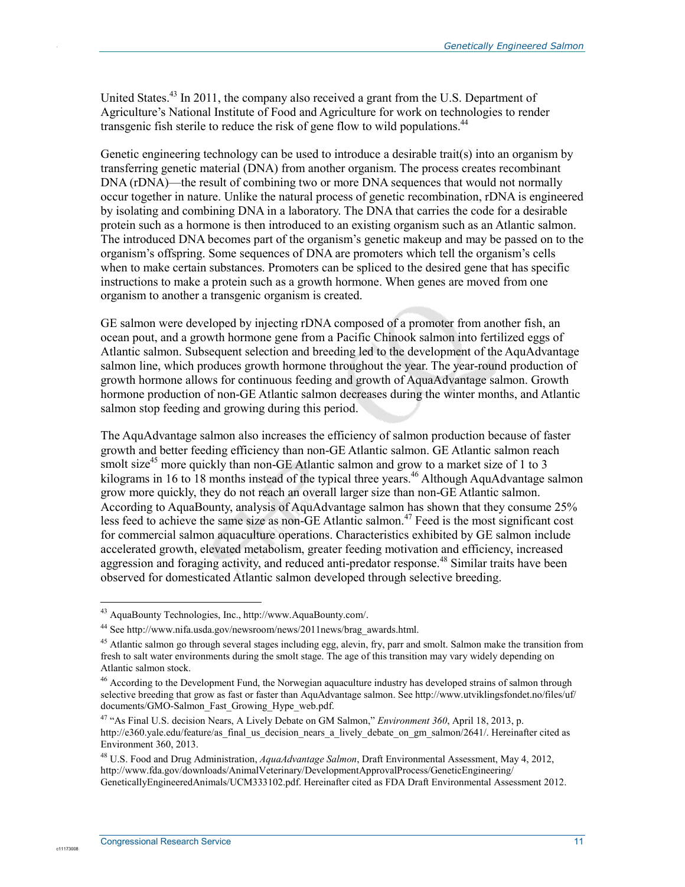United States.[43] In 2011, the company also received a grant from the U.S. Department of Agriculture's National Institute of Food and Agriculture for work on technologies to render transgenic fish sterile to reduce the risk of gene flow to wild populations.[44]

Genetic engineering technology can be used to introduce a desirable trait(s) into an organism by transferring genetic material (DNA) from another organism. The process creates recombinant DNA (rDNA)—the result of combining two or more DNA sequences that would not normally occur together in nature. Unlike the natural process of genetic recombination, rDNA is engineered by isolating and combining DNA in a laboratory. The DNA that carries the code for a desirable protein such as a hormone is then introduced to an existing organism such as an Atlantic salmon. The introduced DNA becomes part of the organism's genetic makeup and may be passed on to the organism's offspring. Some sequences of DNA are promoters which tell the organism's cells when to make certain substances. Promoters can be spliced to the desired gene that has specific instructions to make a protein such as a growth hormone. When genes are moved from one organism to another a transgenic organism is created.

GE salmon were developed by injecting rDNA composed of a promoter from another fish, an ocean pout, and a growth hormone gene from a Pacific Chinook salmon into fertilized eggs of Atlantic salmon. Subsequent selection and breeding led to the development of the AquAdvantage salmon line, which produces growth hormone throughout the year. The year-round production of growth hormone allows for continuous feeding and growth of AquAdvantage salmon. Growth hormone production of non-GE Atlantic salmon decreases during the winter months, and Atlantic salmon stop feeding and growing during this period.

The AquAdvantage salmon also increases the efficiency of salmon production because of faster growth and better feeding efficiency than non-GE Atlantic salmon. GE Atlantic salmon reach smolt size[45] more quickly than non-GE Atlantic salmon and grow to a market size of 1 to 3 kilograms in 16 to 18 months instead of the typical three years.[46] Although AquAdvantage salmon grow more quickly, they do not reach an overall larger size than non-GE Atlantic salmon. According to AquaBounty, analysis of AquAdvantage salmon has shown that they consume 25% less feed to achieve the same size as non-GE Atlantic salmon.[47] Feed is the most significant cost for commercial salmon aquaculture operations. Characteristics exhibited by GE salmon include accelerated growth, elevated metabolism, greater feeding motivation and efficiency, increased aggression and foraging activity, and reduced anti-predator response.[48] Similar traits have been observed for domesticated Atlantic salmon developed through selective breeding.

---

[43] AquaBounty Technologies, Inc., http://www.AquaBounty.com/.

[44] See http://www.nifa.usda.gov/newsroom/news/2011news/brag_awards.html.

[45] Atlantic salmon go through several stages including egg, alevin, fry, parr and smolt. Salmon make the transition from fresh to salt water environments during the smolt stage. The age of this transition may vary widely depending on Atlantic salmon stock.

[46] According to the Development Fund, the Norwegian aquaculture industry has developed strains of salmon through selective breeding that grow as fast or faster than AquAdvantage salmon. See http://www.utviklingsfondet.no/files/uf/documents/GMO-Salmon_Fast_Growing_Hype_web.pdf.

[47] "As Final U.S. decision Nears, A Lively Debate on GM Salmon," *Environment 360*, April 18, 2013, p. http://e360.yale.edu/feature/as_final_us_decision_nears_a_lively_debate_on_gm_salmon/2641/. Hereinafter cited as Environment 360, 2013.

[48] U.S. Food and Drug Administration, *AquaAdvantage Salmon*, Draft Environmental Assessment, May 4, 2012, http://www.fda.gov/downloads/AnimalVeterinary/DevelopmentApprovalProcess/GeneticEngineering/GeneticallyEngineeredAnimals/UCM333102.pdf. Hereinafter cited as FDA Draft Environmental Assessment 2012.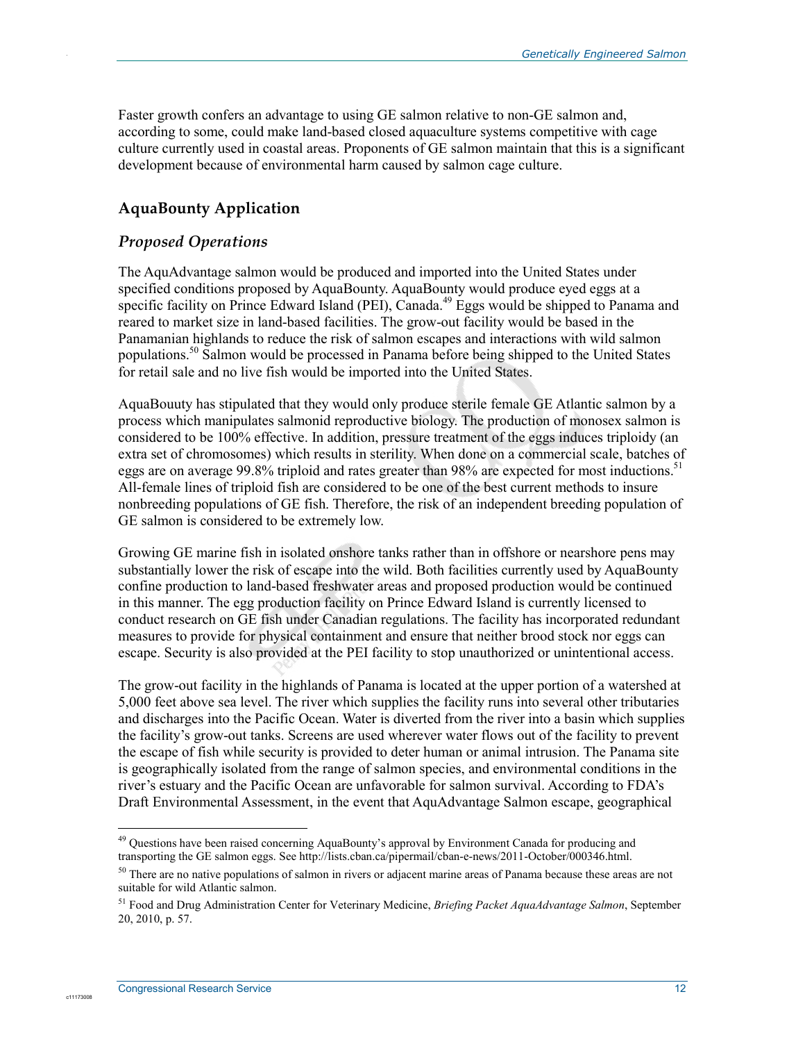Faster growth confers an advantage to using GE salmon relative to non-GE salmon and, according to some, could make land-based closed aquaculture systems competitive with cage culture currently used in coastal areas. Proponents of GE salmon maintain that this is a significant development because of environmental harm caused by salmon cage culture.

## AquaBounty Application

### *Proposed Operations*

The AquAdvantage salmon would be produced and imported into the United States under specified conditions proposed by AquaBounty. AquaBounty would produce eyed eggs at a specific facility on Prince Edward Island (PEI), Canada.[49] Eggs would be shipped to Panama and reared to market size in land-based facilities. The grow-out facility would be based in the Panamanian highlands to reduce the risk of salmon escapes and interactions with wild salmon populations.[50] Salmon would be processed in Panama before being shipped to the United States for retail sale and no live fish would be imported into the United States.

AquaBouuty has stipulated that they would only produce sterile female GE Atlantic salmon by a process which manipulates salmonid reproductive biology. The production of monosex salmon is considered to be 100% effective. In addition, pressure treatment of the eggs induces triploidy (an extra set of chromosomes) which results in sterility. When done on a commercial scale, batches of eggs are on average 99.8% triploid and rates greater than 98% are expected for most inductions.[51] All-female lines of triploid fish are considered to be one of the best current methods to insure nonbreeding populations of GE fish. Therefore, the risk of an independent breeding population of GE salmon is considered to be extremely low.

Growing GE marine fish in isolated onshore tanks rather than in offshore or nearshore pens may substantially lower the risk of escape into the wild. Both facilities currently used by AquaBounty confine production to land-based freshwater areas and proposed production would be continued in this manner. The egg production facility on Prince Edward Island is currently licensed to conduct research on GE fish under Canadian regulations. The facility has incorporated redundant measures to provide for physical containment and ensure that neither brood stock nor eggs can escape. Security is also provided at the PEI facility to stop unauthorized or unintentional access.

The grow-out facility in the highlands of Panama is located at the upper portion of a watershed at 5,000 feet above sea level. The river which supplies the facility runs into several other tributaries and discharges into the Pacific Ocean. Water is diverted from the river into a basin which supplies the facility's grow-out tanks. Screens are used wherever water flows out of the facility to prevent the escape of fish while security is provided to deter human or animal intrusion. The Panama site is geographically isolated from the range of salmon species, and environmental conditions in the river's estuary and the Pacific Ocean are unfavorable for salmon survival. According to FDA's Draft Environmental Assessment, in the event that AquAdvantage Salmon escape, geographical

---

[49] Questions have been raised concerning AquaBounty's approval by Environment Canada for producing and transporting the GE salmon eggs. See http://lists.cban.ca/pipermail/cban-e-news/2011-October/000346.html.

[50] There are no native populations of salmon in rivers or adjacent marine areas of Panama because these areas are not suitable for wild Atlantic salmon.

[51] Food and Drug Administration Center for Veterinary Medicine, *Briefing Packet AquaAdvantage Salmon*, September 20, 2010, p. 57.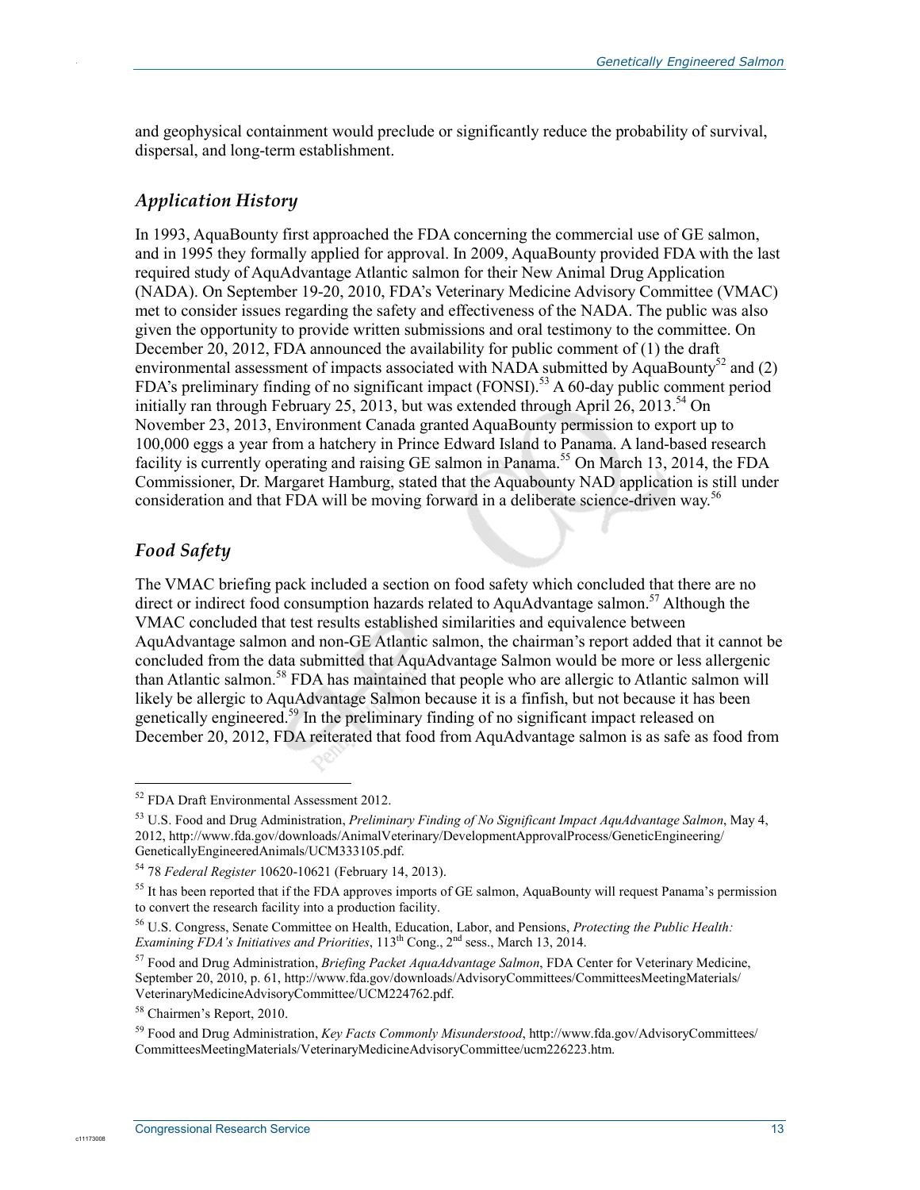and geophysical containment would preclude or significantly reduce the probability of survival, dispersal, and long-term establishment.

### *Application History*

In 1993, AquaBounty first approached the FDA concerning the commercial use of GE salmon, and in 1995 they formally applied for approval. In 2009, AquaBounty provided FDA with the last required study of AquAdvantage Atlantic salmon for their New Animal Drug Application (NADA). On September 19-20, 2010, FDA's Veterinary Medicine Advisory Committee (VMAC) met to consider issues regarding the safety and effectiveness of the NADA. The public was also given the opportunity to provide written submissions and oral testimony to the committee. On December 20, 2012, FDA announced the availability for public comment of (1) the draft environmental assessment of impacts associated with NADA submitted by AquaBounty[52] and (2) FDA's preliminary finding of no significant impact (FONSI).[53] A 60-day public comment period initially ran through February 25, 2013, but was extended through April 26, 2013.[54] On November 23, 2013, Environment Canada granted AquaBounty permission to export up to 100,000 eggs a year from a hatchery in Prince Edward Island to Panama. A land-based research facility is currently operating and raising GE salmon in Panama.[55] On March 13, 2014, the FDA Commissioner, Dr. Margaret Hamburg, stated that the Aquabounty NAD application is still under consideration and that FDA will be moving forward in a deliberate science-driven way.[56]

### *Food Safety*

The VMAC briefing pack included a section on food safety which concluded that there are no direct or indirect food consumption hazards related to AquAdvantage salmon.[57] Although the VMAC concluded that test results established similarities and equivalence between AquAdvantage salmon and non-GE Atlantic salmon, the chairman's report added that it cannot be concluded from the data submitted that AquAdvantage Salmon would be more or less allergenic than Atlantic salmon.[58] FDA has maintained that people who are allergic to Atlantic salmon will likely be allergic to AquAdvantage Salmon because it is a finfish, but not because it has been genetically engineered.[59] In the preliminary finding of no significant impact released on December 20, 2012, FDA reiterated that food from AquAdvantage salmon is as safe as food from

---

[52] FDA Draft Environmental Assessment 2012.

[53] U.S. Food and Drug Administration, *Preliminary Finding of No Significant Impact AquAdvantage Salmon*, May 4, 2012, http://www.fda.gov/downloads/AnimalVeterinary/DevelopmentApprovalProcess/GeneticEngineering/GeneticallyEngineeredAnimals/UCM333105.pdf.

[54] 78 *Federal Register* 10620-10621 (February 14, 2013).

[55] It has been reported that if the FDA approves imports of GE salmon, AquaBounty will request Panama's permission to convert the research facility into a production facility.

[56] U.S. Congress, Senate Committee on Health, Education, Labor, and Pensions, *Protecting the Public Health: Examining FDA's Initiatives and Priorities*, 113th Cong., 2nd sess., March 13, 2014.

[57] Food and Drug Administration, *Briefing Packet AquaAdvantage Salmon*, FDA Center for Veterinary Medicine, September 20, 2010, p. 61, http://www.fda.gov/downloads/AdvisoryCommittees/CommitteesMeetingMaterials/VeterinaryMedicineAdvisoryCommittee/UCM224762.pdf.

[58] Chairmen's Report, 2010.

[59] Food and Drug Administration, *Key Facts Commonly Misunderstood*, http://www.fda.gov/AdvisoryCommittees/CommitteesMeetingMaterials/VeterinaryMedicineAdvisoryCommittee/ucm226223.htm.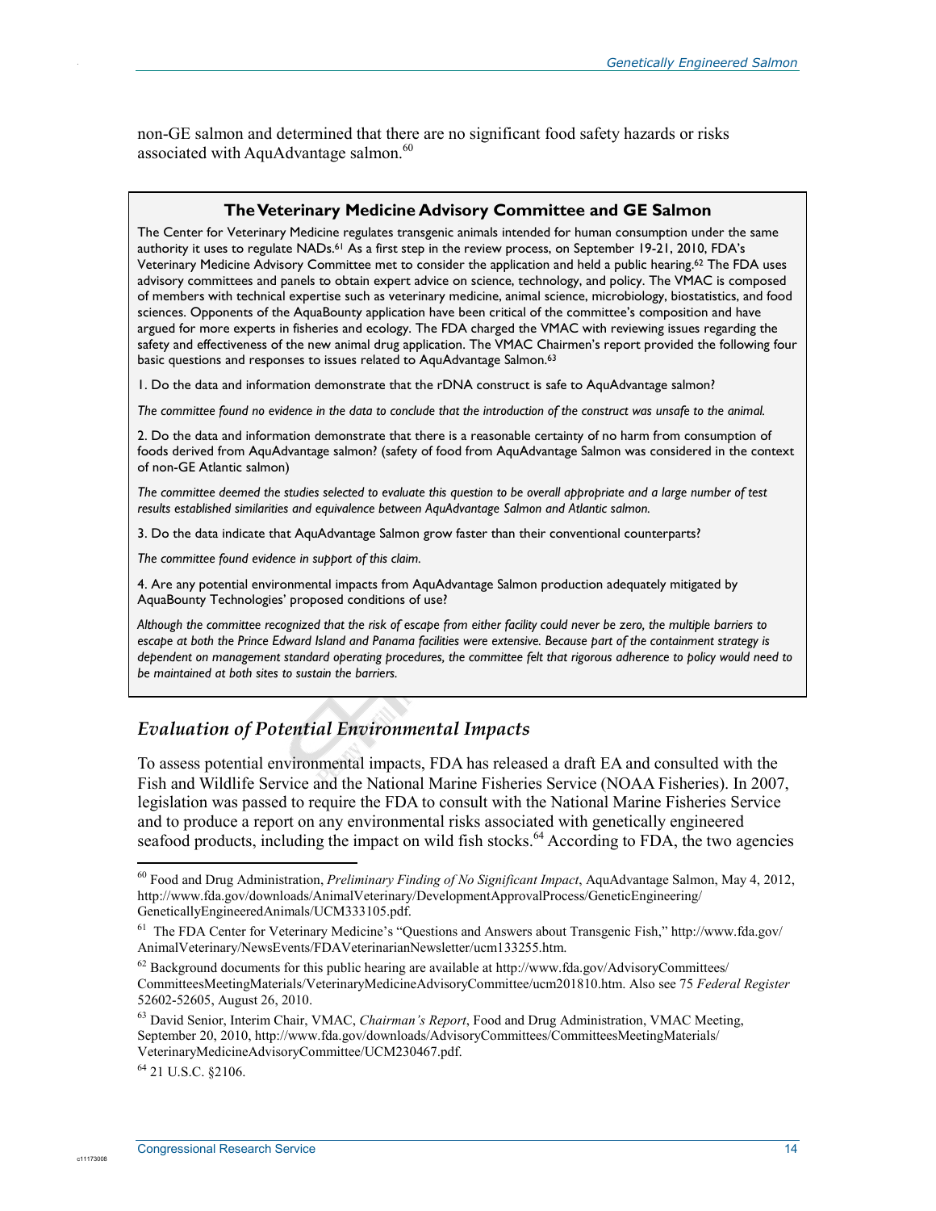non-GE salmon and determined that there are no significant food safety hazards or risks associated with AquAdvantage salmon.[60]

**The Veterinary Medicine Advisory Committee and GE Salmon**

The Center for Veterinary Medicine regulates transgenic animals intended for human consumption under the same authority it uses to regulate NADs.[61] As a first step in the review process, on September 19-21, 2010, FDA's Veterinary Medicine Advisory Committee met to consider the application and held a public hearing.[62] The FDA uses advisory committees and panels to obtain expert advice on science, technology, and policy. The VMAC is composed of members with technical expertise such as veterinary medicine, animal science, microbiology, biostatistics, and food sciences. Opponents of the AquaBounty application have been critical of the committee's composition and have argued for more experts in fisheries and ecology. The FDA charged the VMAC with reviewing issues regarding the safety and effectiveness of the new animal drug application. The VMAC Chairmen's report provided the following four basic questions and responses to issues related to AquAdvantage Salmon.[63]

1. Do the data and information demonstrate that the rDNA construct is safe to AquAdvantage salmon?

*The committee found no evidence in the data to conclude that the introduction of the construct was unsafe to the animal.*

2. Do the data and information demonstrate that there is a reasonable certainty of no harm from consumption of foods derived from AquAdvantage salmon? (safety of food from AquAdvantage Salmon was considered in the context of non-GE Atlantic salmon)

*The committee deemed the studies selected to evaluate this question to be overall appropriate and a large number of test results established similarities and equivalence between AquAdvantage Salmon and Atlantic salmon.*

3. Do the data indicate that AquAdvantage Salmon grow faster than their conventional counterparts?

*The committee found evidence in support of this claim.*

4. Are any potential environmental impacts from AquAdvantage Salmon production adequately mitigated by AquaBounty Technologies' proposed conditions of use?

*Although the committee recognized that the risk of escape from either facility could never be zero, the multiple barriers to escape at both the Prince Edward Island and Panama facilities were extensive. Because part of the containment strategy is dependent on management standard operating procedures, the committee felt that rigorous adherence to policy would need to be maintained at both sites to sustain the barriers.*

### *Evaluation of Potential Environmental Impacts*

To assess potential environmental impacts, FDA has released a draft EA and consulted with the Fish and Wildlife Service and the National Marine Fisheries Service (NOAA Fisheries). In 2007, legislation was passed to require the FDA to consult with the National Marine Fisheries Service and to produce a report on any environmental risks associated with genetically engineered seafood products, including the impact on wild fish stocks.[64] According to FDA, the two agencies

---

[60] Food and Drug Administration, *Preliminary Finding of No Significant Impact*, AquAdvantage Salmon, May 4, 2012, http://www.fda.gov/downloads/AnimalVeterinary/DevelopmentApprovalProcess/GeneticEngineering/GeneticallyEngineeredAnimals/UCM333105.pdf.

[61] The FDA Center for Veterinary Medicine's "Questions and Answers about Transgenic Fish," http://www.fda.gov/AnimalVeterinary/NewsEvents/FDAVeterinarianNewsletter/ucm133255.htm.

[62] Background documents for this public hearing are available at http://www.fda.gov/AdvisoryCommittees/CommitteesMeetingMaterials/VeterinaryMedicineAdvisoryCommittee/ucm201810.htm. Also see 75 *Federal Register* 52602-52605, August 26, 2010.

[63] David Senior, Interim Chair, VMAC, *Chairman's Report*, Food and Drug Administration, VMAC Meeting, September 20, 2010, http://www.fda.gov/downloads/AdvisoryCommittees/CommitteesMeetingMaterials/VeterinaryMedicineAdvisoryCommittee/UCM230467.pdf.

[64] 21 U.S.C. §2106.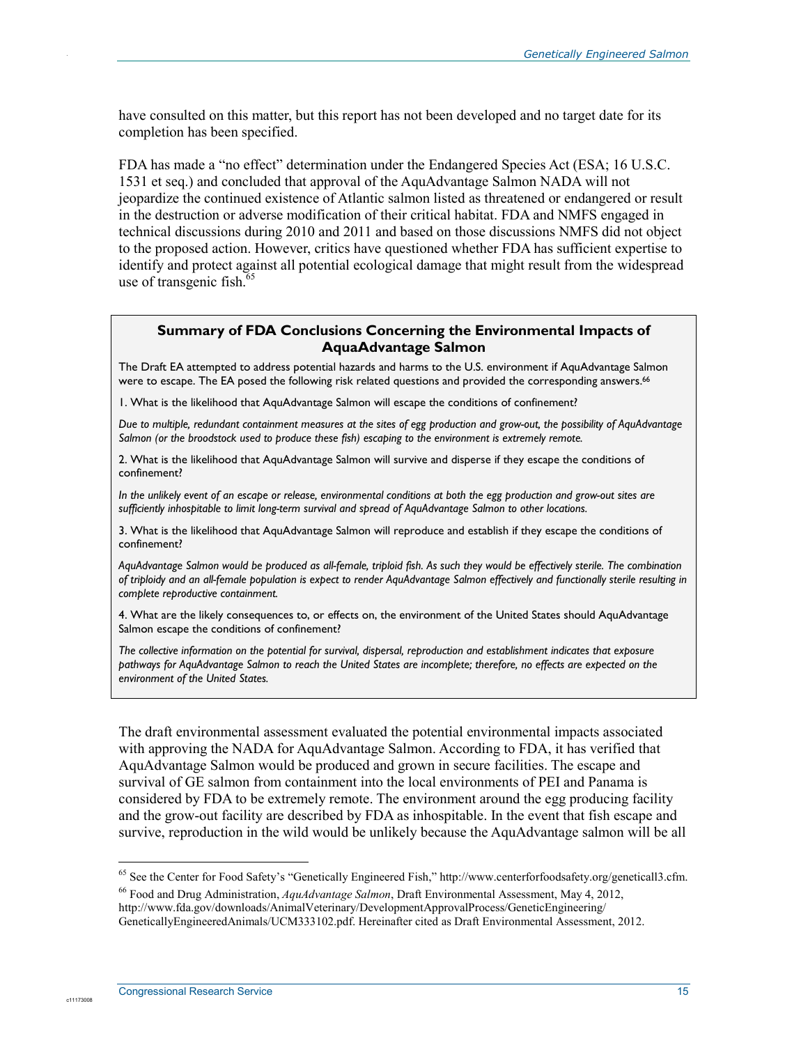have consulted on this matter, but this report has not been developed and no target date for its completion has been specified.

FDA has made a "no effect" determination under the Endangered Species Act (ESA; 16 U.S.C. 1531 et seq.) and concluded that approval of the AquAdvantage Salmon NADA will not jeopardize the continued existence of Atlantic salmon listed as threatened or endangered or result in the destruction or adverse modification of their critical habitat. FDA and NMFS engaged in technical discussions during 2010 and 2011 and based on those discussions NMFS did not object to the proposed action. However, critics have questioned whether FDA has sufficient expertise to identify and protect against all potential ecological damage that might result from the widespread use of transgenic fish.[65]

### Summary of FDA Conclusions Concerning the Environmental Impacts of AquaAdvantage Salmon

The Draft EA attempted to address potential hazards and harms to the U.S. environment if AquAdvantage Salmon were to escape. The EA posed the following risk related questions and provided the corresponding answers.[66]

1. What is the likelihood that AquAdvantage Salmon will escape the conditions of confinement?

*Due to multiple, redundant containment measures at the sites of egg production and grow-out, the possibility of AquAdvantage Salmon (or the broodstock used to produce these fish) escaping to the environment is extremely remote.*

2. What is the likelihood that AquAdvantage Salmon will survive and disperse if they escape the conditions of confinement?

*In the unlikely event of an escape or release, environmental conditions at both the egg production and grow-out sites are sufficiently inhospitable to limit long-term survival and spread of AquAdvantage Salmon to other locations.*

3. What is the likelihood that AquAdvantage Salmon will reproduce and establish if they escape the conditions of confinement?

*AquAdvantage Salmon would be produced as all-female, triploid fish. As such they would be effectively sterile. The combination of triploidy and an all-female population is expect to render AquAdvantage Salmon effectively and functionally sterile resulting in complete reproductive containment.*

4. What are the likely consequences to, or effects on, the environment of the United States should AquAdvantage Salmon escape the conditions of confinement?

*The collective information on the potential for survival, dispersal, reproduction and establishment indicates that exposure pathways for AquAdvantage Salmon to reach the United States are incomplete; therefore, no effects are expected on the environment of the United States.*

The draft environmental assessment evaluated the potential environmental impacts associated with approving the NADA for AquAdvantage Salmon. According to FDA, it has verified that AquAdvantage Salmon would be produced and grown in secure facilities. The escape and survival of GE salmon from containment into the local environments of PEI and Panama is considered by FDA to be extremely remote. The environment around the egg producing facility and the grow-out facility are described by FDA as inhospitable. In the event that fish escape and survive, reproduction in the wild would be unlikely because the AquAdvantage salmon will be all

[65] See the Center for Food Safety's "Genetically Engineered Fish," http://www.centerforfoodsafety.org/geneticall3.cfm.

[66] Food and Drug Administration, *AquAdvantage Salmon*, Draft Environmental Assessment, May 4, 2012, http://www.fda.gov/downloads/AnimalVeterinary/DevelopmentApprovalProcess/GeneticEngineering/GeneticallyEngineeredAnimals/UCM333102.pdf. Hereinafter cited as Draft Environmental Assessment, 2012.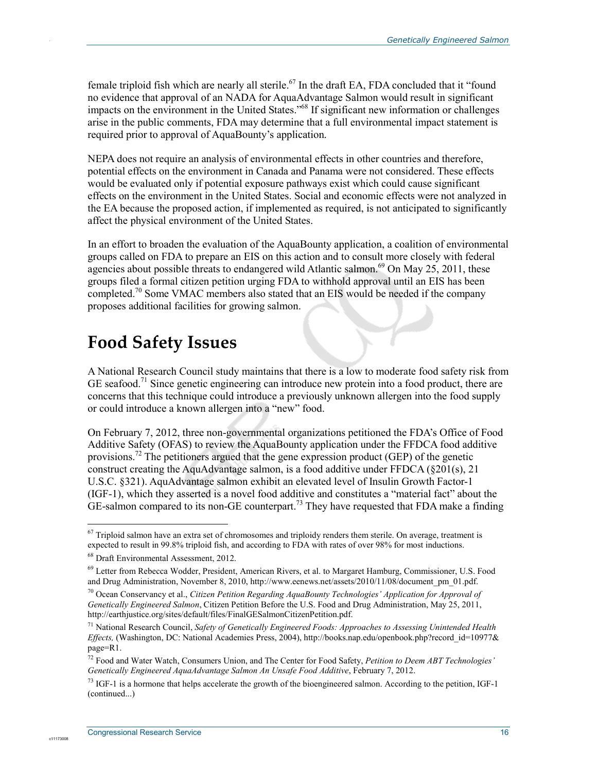female triploid fish which are nearly all sterile.[67] In the draft EA, FDA concluded that it "found no evidence that approval of an NADA for AquaAdvantage Salmon would result in significant impacts on the environment in the United States."[68] If significant new information or challenges arise in the public comments, FDA may determine that a full environmental impact statement is required prior to approval of AquaBounty's application.

NEPA does not require an analysis of environmental effects in other countries and therefore, potential effects on the environment in Canada and Panama were not considered. These effects would be evaluated only if potential exposure pathways exist which could cause significant effects on the environment in the United States. Social and economic effects were not analyzed in the EA because the proposed action, if implemented as required, is not anticipated to significantly affect the physical environment of the United States.

In an effort to broaden the evaluation of the AquaBounty application, a coalition of environmental groups called on FDA to prepare an EIS on this action and to consult more closely with federal agencies about possible threats to endangered wild Atlantic salmon.[69] On May 25, 2011, these groups filed a formal citizen petition urging FDA to withhold approval until an EIS has been completed.[70] Some VMAC members also stated that an EIS would be needed if the company proposes additional facilities for growing salmon.

## Food Safety Issues

A National Research Council study maintains that there is a low to moderate food safety risk from GE seafood.[71] Since genetic engineering can introduce new protein into a food product, there are concerns that this technique could introduce a previously unknown allergen into the food supply or could introduce a known allergen into a "new" food.

On February 7, 2012, three non-governmental organizations petitioned the FDA's Office of Food Additive Safety (OFAS) to review the AquaBounty application under the FFDCA food additive provisions.[72] The petitioners argued that the gene expression product (GEP) of the genetic construct creating the AquAdvantage salmon, is a food additive under FFDCA (§201(s), 21 U.S.C. §321). AquAdvantage salmon exhibit an elevated level of Insulin Growth Factor-1 (IGF-1), which they asserted is a novel food additive and constitutes a "material fact" about the GE-salmon compared to its non-GE counterpart.[73] They have requested that FDA make a finding

---

[67] Triploid salmon have an extra set of chromosomes and triploidy renders them sterile. On average, treatment is expected to result in 99.8% triploid fish, and according to FDA with rates of over 98% for most inductions.

[68] Draft Environmental Assessment, 2012.

[69] Letter from Rebecca Wodder, President, American Rivers, et al. to Margaret Hamburg, Commissioner, U.S. Food and Drug Administration, November 8, 2010, http://www.eenews.net/assets/2010/11/08/document_pm_01.pdf.

[70] Ocean Conservancy et al., *Citizen Petition Regarding AquaBounty Technologies' Application for Approval of Genetically Engineered Salmon*, Citizen Petition Before the U.S. Food and Drug Administration, May 25, 2011, http://earthjustice.org/sites/default/files/FinalGESalmonCitizenPetition.pdf.

[71] National Research Council, *Safety of Genetically Engineered Foods: Approaches to Assessing Unintended Health Effects,* (Washington, DC: National Academies Press, 2004), http://books.nap.edu/openbook.php?record_id=10977&page=R1.

[72] Food and Water Watch, Consumers Union, and The Center for Food Safety, *Petition to Deem ABT Technologies' Genetically Engineered AquaAdvantage Salmon An Unsafe Food Additive*, February 7, 2012.

[73] IGF-1 is a hormone that helps accelerate the growth of the bioengineered salmon. According to the petition, IGF-1 (continued...)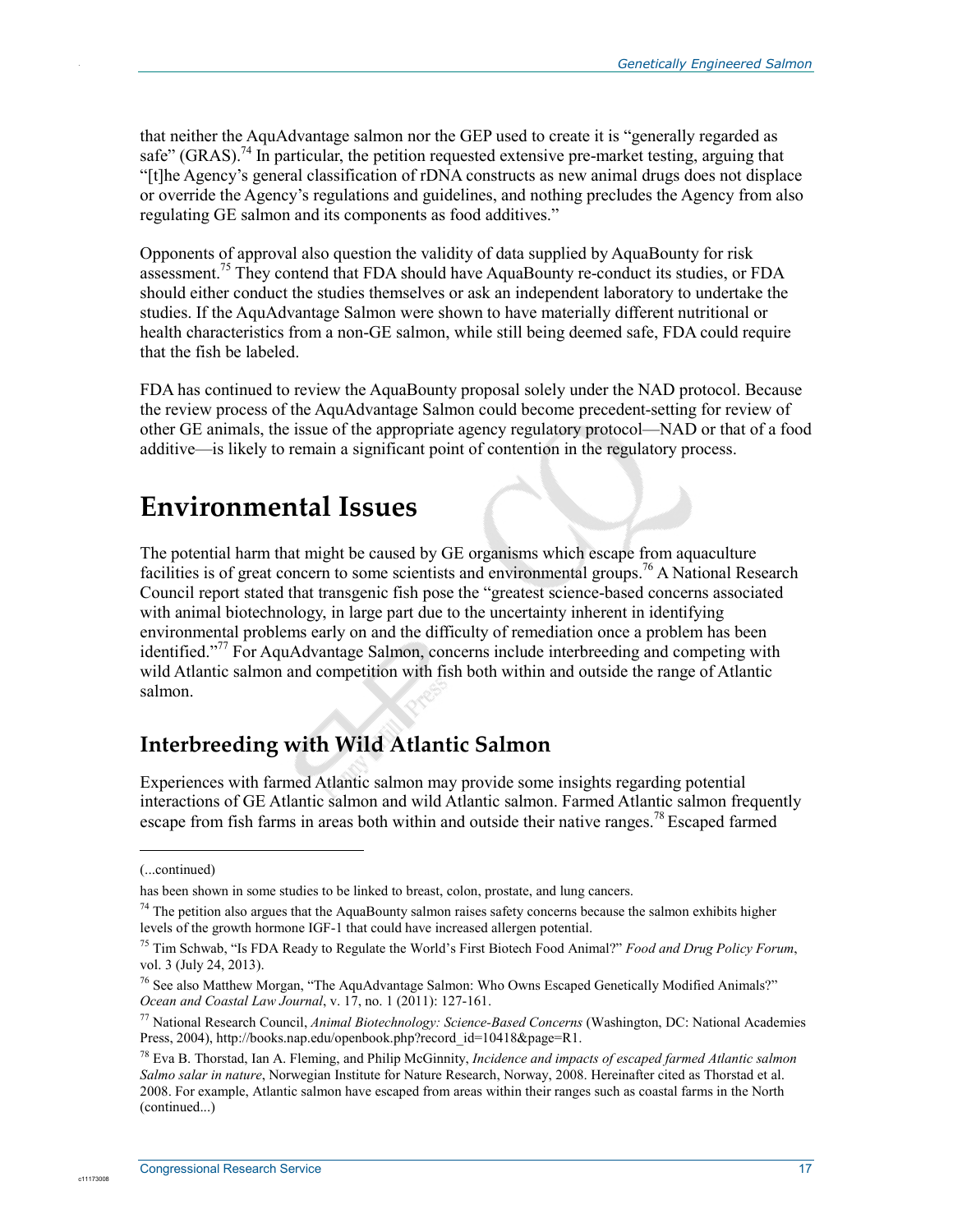that neither the AquAdvantage salmon nor the GEP used to create it is "generally regarded as safe" (GRAS).[74] In particular, the petition requested extensive pre-market testing, arguing that "[t]he Agency's general classification of rDNA constructs as new animal drugs does not displace or override the Agency's regulations and guidelines, and nothing precludes the Agency from also regulating GE salmon and its components as food additives."

Opponents of approval also question the validity of data supplied by AquaBounty for risk assessment.[75] They contend that FDA should have AquaBounty re-conduct its studies, or FDA should either conduct the studies themselves or ask an independent laboratory to undertake the studies. If the AquAdvantage Salmon were shown to have materially different nutritional or health characteristics from a non-GE salmon, while still being deemed safe, FDA could require that the fish be labeled.

FDA has continued to review the AquaBounty proposal solely under the NAD protocol. Because the review process of the AquAdvantage Salmon could become precedent-setting for review of other GE animals, the issue of the appropriate agency regulatory protocol—NAD or that of a food additive—is likely to remain a significant point of contention in the regulatory process.

# Environmental Issues

The potential harm that might be caused by GE organisms which escape from aquaculture facilities is of great concern to some scientists and environmental groups.[76] A National Research Council report stated that transgenic fish pose the "greatest science-based concerns associated with animal biotechnology, in large part due to the uncertainty inherent in identifying environmental problems early on and the difficulty of remediation once a problem has been identified."[77] For AquAdvantage Salmon, concerns include interbreeding and competing with wild Atlantic salmon and competition with fish both within and outside the range of Atlantic salmon.

## Interbreeding with Wild Atlantic Salmon

Experiences with farmed Atlantic salmon may provide some insights regarding potential interactions of GE Atlantic salmon and wild Atlantic salmon. Farmed Atlantic salmon frequently escape from fish farms in areas both within and outside their native ranges.[78] Escaped farmed

---

(...continued)

has been shown in some studies to be linked to breast, colon, prostate, and lung cancers.

[74] The petition also argues that the AquaBounty salmon raises safety concerns because the salmon exhibits higher levels of the growth hormone IGF-1 that could have increased allergen potential.

[75] Tim Schwab, "Is FDA Ready to Regulate the World's First Biotech Food Animal?" *Food and Drug Policy Forum*, vol. 3 (July 24, 2013).

[76] See also Matthew Morgan, "The AquAdvantage Salmon: Who Owns Escaped Genetically Modified Animals?" *Ocean and Coastal Law Journal*, v. 17, no. 1 (2011): 127-161.

[77] National Research Council, *Animal Biotechnology: Science-Based Concerns* (Washington, DC: National Academies Press, 2004), http://books.nap.edu/openbook.php?record_id=10418&page=R1.

[78] Eva B. Thorstad, Ian A. Fleming, and Philip McGinnity, *Incidence and impacts of escaped farmed Atlantic salmon Salmo salar in nature*, Norwegian Institute for Nature Research, Norway, 2008. Hereinafter cited as Thorstad et al. 2008. For example, Atlantic salmon have escaped from areas within their ranges such as coastal farms in the North (continued...)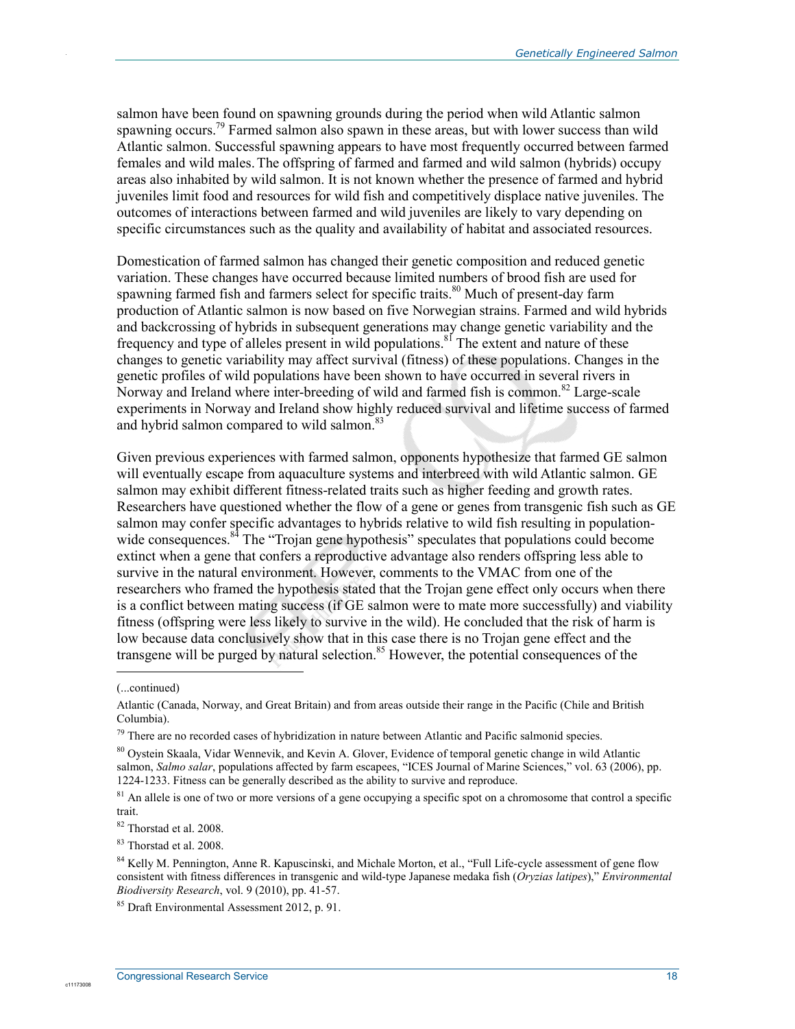salmon have been found on spawning grounds during the period when wild Atlantic salmon spawning occurs.[79] Farmed salmon also spawn in these areas, but with lower success than wild Atlantic salmon. Successful spawning appears to have most frequently occurred between farmed females and wild males. The offspring of farmed and farmed and wild salmon (hybrids) occupy areas also inhabited by wild salmon. It is not known whether the presence of farmed and hybrid juveniles limit food and resources for wild fish and competitively displace native juveniles. The outcomes of interactions between farmed and wild juveniles are likely to vary depending on specific circumstances such as the quality and availability of habitat and associated resources.

Domestication of farmed salmon has changed their genetic composition and reduced genetic variation. These changes have occurred because limited numbers of brood fish are used for spawning farmed fish and farmers select for specific traits.[80] Much of present-day farm production of Atlantic salmon is now based on five Norwegian strains. Farmed and wild hybrids and backcrossing of hybrids in subsequent generations may change genetic variability and the frequency and type of alleles present in wild populations.[81] The extent and nature of these changes to genetic variability may affect survival (fitness) of these populations. Changes in the genetic profiles of wild populations have been shown to have occurred in several rivers in Norway and Ireland where inter-breeding of wild and farmed fish is common.[82] Large-scale experiments in Norway and Ireland show highly reduced survival and lifetime success of farmed and hybrid salmon compared to wild salmon.[83]

Given previous experiences with farmed salmon, opponents hypothesize that farmed GE salmon will eventually escape from aquaculture systems and interbreed with wild Atlantic salmon. GE salmon may exhibit different fitness-related traits such as higher feeding and growth rates. Researchers have questioned whether the flow of a gene or genes from transgenic fish such as GE salmon may confer specific advantages to hybrids relative to wild fish resulting in population-wide consequences.[84] The "Trojan gene hypothesis" speculates that populations could become extinct when a gene that confers a reproductive advantage also renders offspring less able to survive in the natural environment. However, comments to the VMAC from one of the researchers who framed the hypothesis stated that the Trojan gene effect only occurs when there is a conflict between mating success (if GE salmon were to mate more successfully) and viability fitness (offspring were less likely to survive in the wild). He concluded that the risk of harm is low because data conclusively show that in this case there is no Trojan gene effect and the transgene will be purged by natural selection.[85] However, the potential consequences of the

(...continued)

Atlantic (Canada, Norway, and Great Britain) and from areas outside their range in the Pacific (Chile and British Columbia).

[79] There are no recorded cases of hybridization in nature between Atlantic and Pacific salmonid species.

[80] Oystein Skaala, Vidar Wennevik, and Kevin A. Glover, Evidence of temporal genetic change in wild Atlantic salmon, *Salmo salar*, populations affected by farm escapees, "ICES Journal of Marine Sciences," vol. 63 (2006), pp. 1224-1233. Fitness can be generally described as the ability to survive and reproduce.

[81] An allele is one of two or more versions of a gene occupying a specific spot on a chromosome that control a specific trait.

[82] Thorstad et al. 2008.

[83] Thorstad et al. 2008.

[84] Kelly M. Pennington, Anne R. Kapuscinski, and Michale Morton, et al., "Full Life-cycle assessment of gene flow consistent with fitness differences in transgenic and wild-type Japanese medaka fish (*Oryzias latipes*)," *Environmental Biodiversity Research*, vol. 9 (2010), pp. 41-57.

[85] Draft Environmental Assessment 2012, p. 91.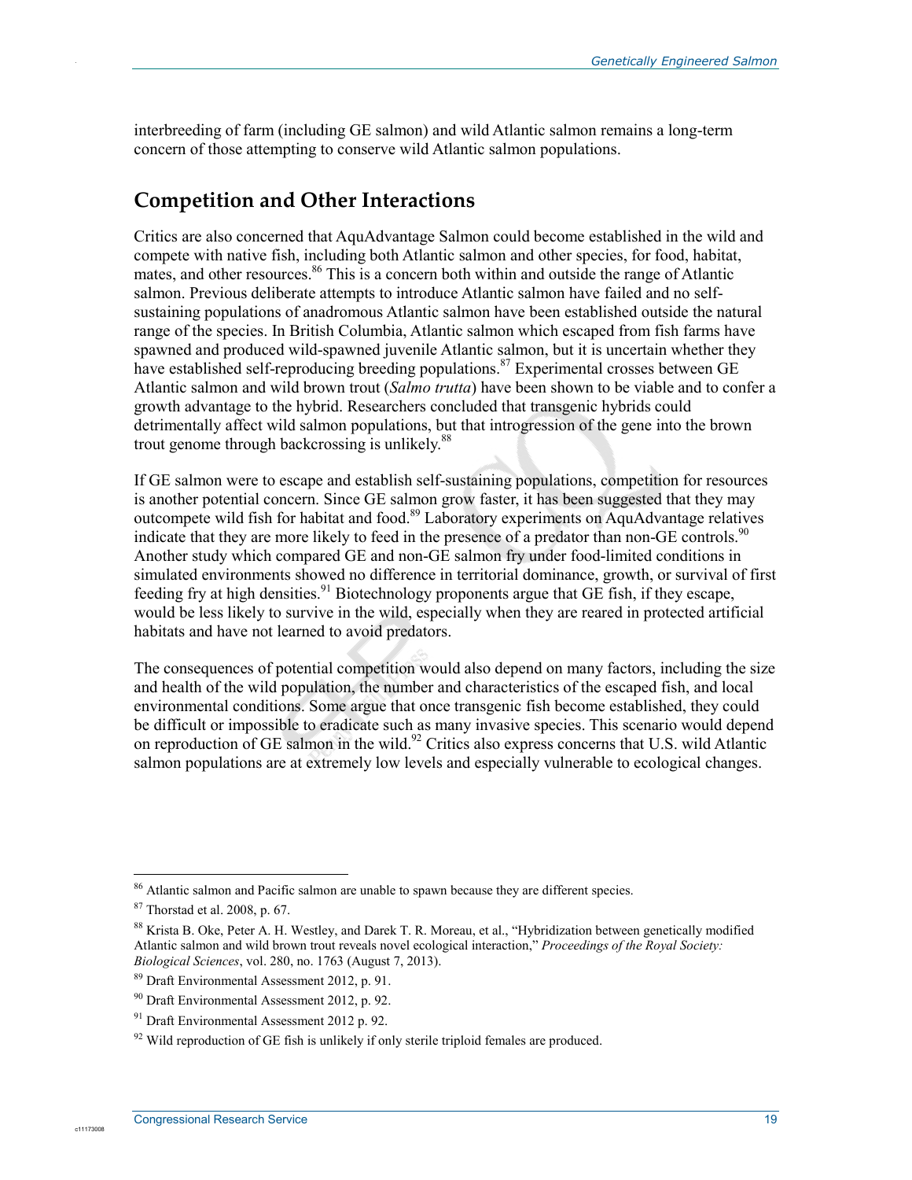interbreeding of farm (including GE salmon) and wild Atlantic salmon remains a long-term concern of those attempting to conserve wild Atlantic salmon populations.

## Competition and Other Interactions

Critics are also concerned that AquAdvantage Salmon could become established in the wild and compete with native fish, including both Atlantic salmon and other species, for food, habitat, mates, and other resources.[86] This is a concern both within and outside the range of Atlantic salmon. Previous deliberate attempts to introduce Atlantic salmon have failed and no self-sustaining populations of anadromous Atlantic salmon have been established outside the natural range of the species. In British Columbia, Atlantic salmon which escaped from fish farms have spawned and produced wild-spawned juvenile Atlantic salmon, but it is uncertain whether they have established self-reproducing breeding populations.[87] Experimental crosses between GE Atlantic salmon and wild brown trout (*Salmo trutta*) have been shown to be viable and to confer a growth advantage to the hybrid. Researchers concluded that transgenic hybrids could detrimentally affect wild salmon populations, but that introgression of the gene into the brown trout genome through backcrossing is unlikely.[88]

If GE salmon were to escape and establish self-sustaining populations, competition for resources is another potential concern. Since GE salmon grow faster, it has been suggested that they may outcompete wild fish for habitat and food.[89] Laboratory experiments on AquAdvantage relatives indicate that they are more likely to feed in the presence of a predator than non-GE controls.[90] Another study which compared GE and non-GE salmon fry under food-limited conditions in simulated environments showed no difference in territorial dominance, growth, or survival of first feeding fry at high densities.[91] Biotechnology proponents argue that GE fish, if they escape, would be less likely to survive in the wild, especially when they are reared in protected artificial habitats and have not learned to avoid predators.

The consequences of potential competition would also depend on many factors, including the size and health of the wild population, the number and characteristics of the escaped fish, and local environmental conditions. Some argue that once transgenic fish become established, they could be difficult or impossible to eradicate such as many invasive species. This scenario would depend on reproduction of GE salmon in the wild.[92] Critics also express concerns that U.S. wild Atlantic salmon populations are at extremely low levels and especially vulnerable to ecological changes.

---

[86] Atlantic salmon and Pacific salmon are unable to spawn because they are different species.

[87] Thorstad et al. 2008, p. 67.

[88] Krista B. Oke, Peter A. H. Westley, and Darek T. R. Moreau, et al., "Hybridization between genetically modified Atlantic salmon and wild brown trout reveals novel ecological interaction," *Proceedings of the Royal Society: Biological Sciences*, vol. 280, no. 1763 (August 7, 2013).

[89] Draft Environmental Assessment 2012, p. 91.

[90] Draft Environmental Assessment 2012, p. 92.

[91] Draft Environmental Assessment 2012 p. 92.

[92] Wild reproduction of GE fish is unlikely if only sterile triploid females are produced.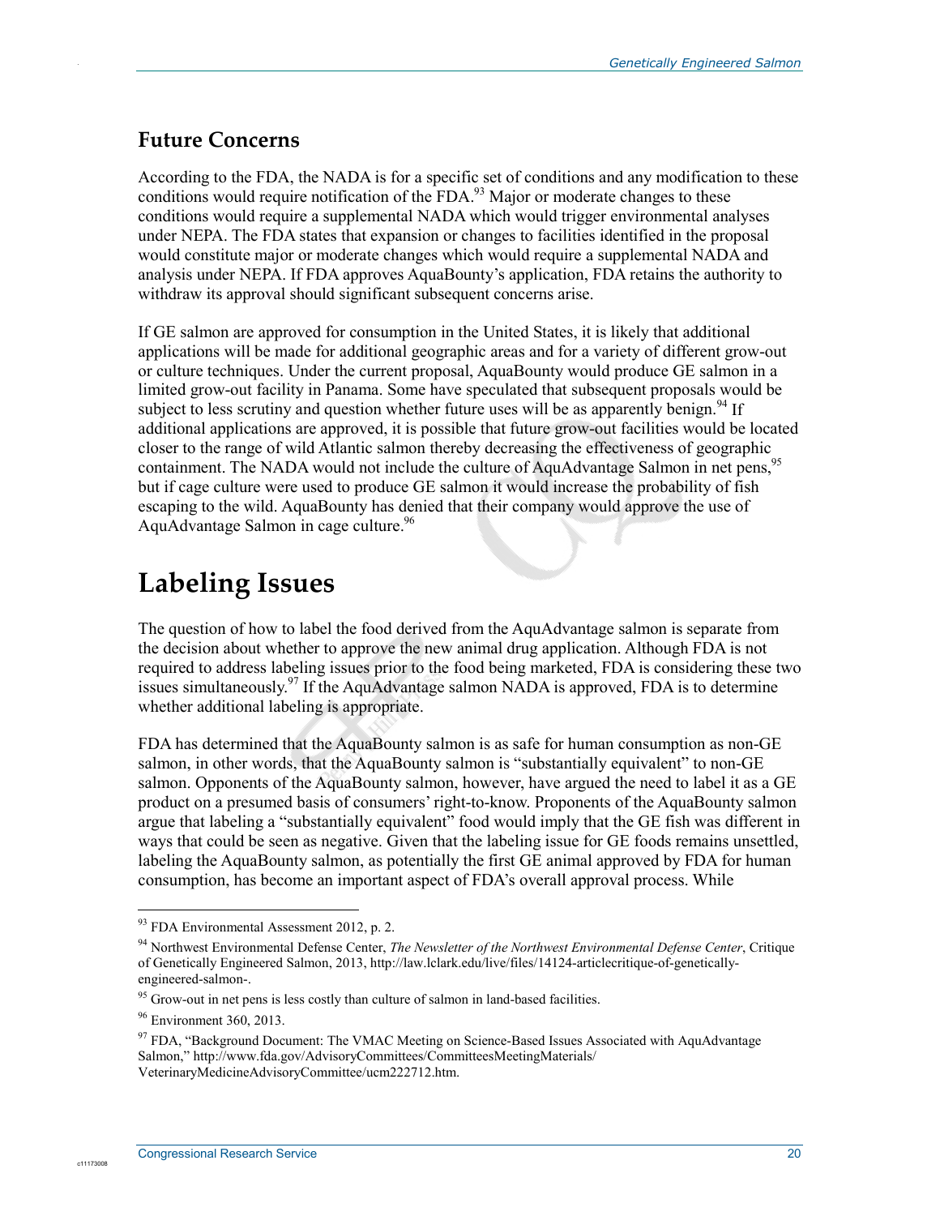### Future Concerns

According to the FDA, the NADA is for a specific set of conditions and any modification to these conditions would require notification of the FDA.[93] Major or moderate changes to these conditions would require a supplemental NADA which would trigger environmental analyses under NEPA. The FDA states that expansion or changes to facilities identified in the proposal would constitute major or moderate changes which would require a supplemental NADA and analysis under NEPA. If FDA approves AquaBounty's application, FDA retains the authority to withdraw its approval should significant subsequent concerns arise.

If GE salmon are approved for consumption in the United States, it is likely that additional applications will be made for additional geographic areas and for a variety of different grow-out or culture techniques. Under the current proposal, AquaBounty would produce GE salmon in a limited grow-out facility in Panama. Some have speculated that subsequent proposals would be subject to less scrutiny and question whether future uses will be as apparently benign.[94] If additional applications are approved, it is possible that future grow-out facilities would be located closer to the range of wild Atlantic salmon thereby decreasing the effectiveness of geographic containment. The NADA would not include the culture of AquAdvantage Salmon in net pens,[95] but if cage culture were used to produce GE salmon it would increase the probability of fish escaping to the wild. AquaBounty has denied that their company would approve the use of AquAdvantage Salmon in cage culture.[96]

## Labeling Issues

The question of how to label the food derived from the AquAdvantage salmon is separate from the decision about whether to approve the new animal drug application. Although FDA is not required to address labeling issues prior to the food being marketed, FDA is considering these two issues simultaneously.[97] If the AquAdvantage salmon NADA is approved, FDA is to determine whether additional labeling is appropriate.

FDA has determined that the AquaBounty salmon is as safe for human consumption as non-GE salmon, in other words, that the AquaBounty salmon is "substantially equivalent" to non-GE salmon. Opponents of the AquaBounty salmon, however, have argued the need to label it as a GE product on a presumed basis of consumers' right-to-know. Proponents of the AquaBounty salmon argue that labeling a "substantially equivalent" food would imply that the GE fish was different in ways that could be seen as negative. Given that the labeling issue for GE foods remains unsettled, labeling the AquaBounty salmon, as potentially the first GE animal approved by FDA for human consumption, has become an important aspect of FDA's overall approval process. While

---

[93] FDA Environmental Assessment 2012, p. 2.

[94] Northwest Environmental Defense Center, *The Newsletter of the Northwest Environmental Defense Center*, Critique of Genetically Engineered Salmon, 2013, http://law.lclark.edu/live/files/14124-articlecritique-of-genetically-engineered-salmon-.

[95] Grow-out in net pens is less costly than culture of salmon in land-based facilities.

[96] Environment 360, 2013.

[97] FDA, "Background Document: The VMAC Meeting on Science-Based Issues Associated with AquAdvantage Salmon," http://www.fda.gov/AdvisoryCommittees/CommitteesMeetingMaterials/VeterinaryMedicineAdvisoryCommittee/ucm222712.htm.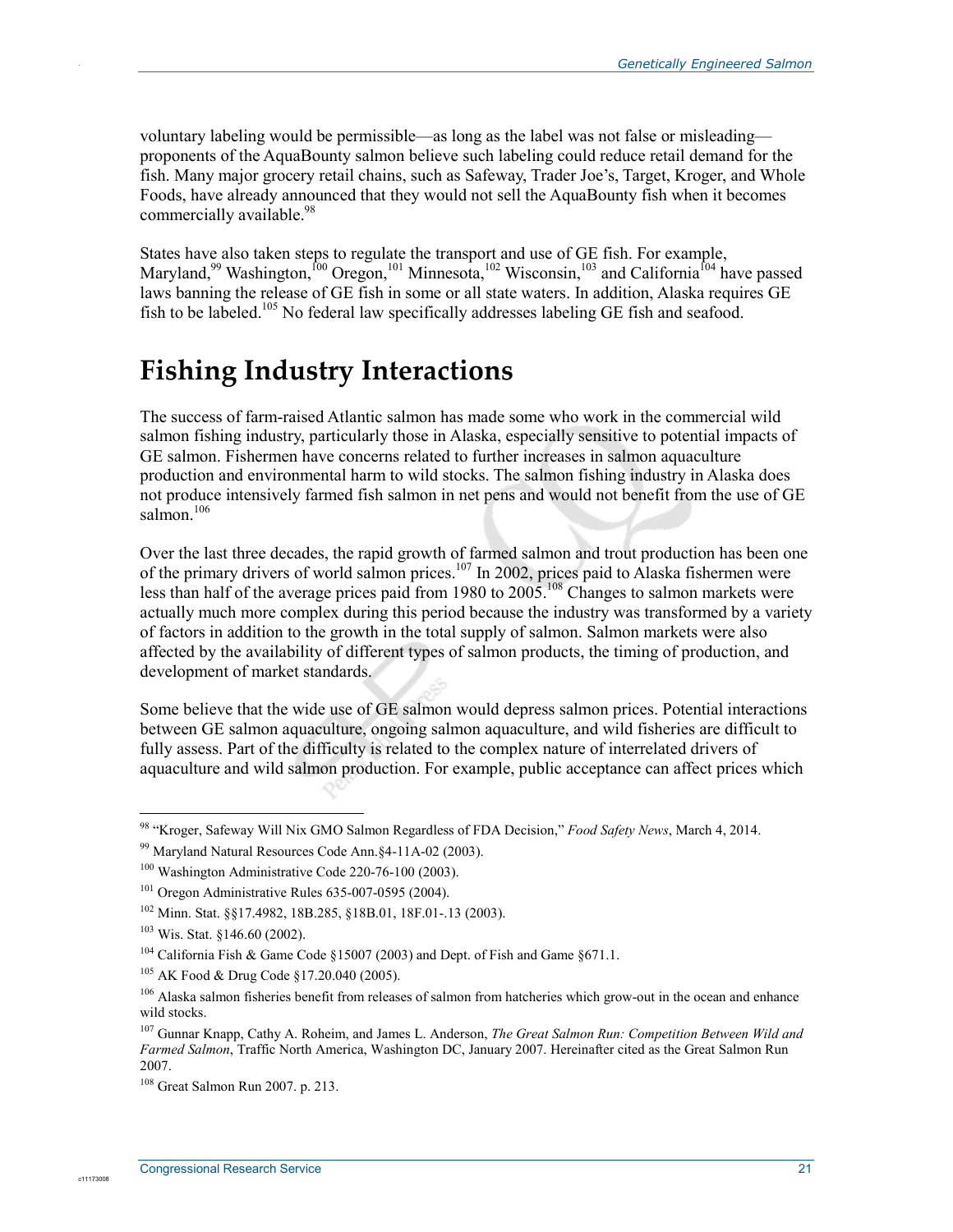voluntary labeling would be permissible—as long as the label was not false or misleading—proponents of the AquaBounty salmon believe such labeling could reduce retail demand for the fish. Many major grocery retail chains, such as Safeway, Trader Joe's, Target, Kroger, and Whole Foods, have already announced that they would not sell the AquaBounty fish when it becomes commercially available.[98]

States have also taken steps to regulate the transport and use of GE fish. For example, Maryland,[99] Washington,[100] Oregon,[101] Minnesota,[102] Wisconsin,[103] and California[104] have passed laws banning the release of GE fish in some or all state waters. In addition, Alaska requires GE fish to be labeled.[105] No federal law specifically addresses labeling GE fish and seafood.

# Fishing Industry Interactions

The success of farm-raised Atlantic salmon has made some who work in the commercial wild salmon fishing industry, particularly those in Alaska, especially sensitive to potential impacts of GE salmon. Fishermen have concerns related to further increases in salmon aquaculture production and environmental harm to wild stocks. The salmon fishing industry in Alaska does not produce intensively farmed fish salmon in net pens and would not benefit from the use of GE salmon.[106]

Over the last three decades, the rapid growth of farmed salmon and trout production has been one of the primary drivers of world salmon prices.[107] In 2002, prices paid to Alaska fishermen were less than half of the average prices paid from 1980 to 2005.[108] Changes to salmon markets were actually much more complex during this period because the industry was transformed by a variety of factors in addition to the growth in the total supply of salmon. Salmon markets were also affected by the availability of different types of salmon products, the timing of production, and development of market standards.

Some believe that the wide use of GE salmon would depress salmon prices. Potential interactions between GE salmon aquaculture, ongoing salmon aquaculture, and wild fisheries are difficult to fully assess. Part of the difficulty is related to the complex nature of interrelated drivers of aquaculture and wild salmon production. For example, public acceptance can affect prices which

---

[98] "Kroger, Safeway Will Nix GMO Salmon Regardless of FDA Decision," *Food Safety News*, March 4, 2014.

[99] Maryland Natural Resources Code Ann.§4-11A-02 (2003).

[100] Washington Administrative Code 220-76-100 (2003).

[101] Oregon Administrative Rules 635-007-0595 (2004).

[102] Minn. Stat. §§17.4982, 18B.285, §18B.01, 18F.01-.13 (2003).

[103] Wis. Stat. §146.60 (2002).

[104] California Fish & Game Code §15007 (2003) and Dept. of Fish and Game §671.1.

[105] AK Food & Drug Code §17.20.040 (2005).

[106] Alaska salmon fisheries benefit from releases of salmon from hatcheries which grow-out in the ocean and enhance wild stocks.

[107] Gunnar Knapp, Cathy A. Roheim, and James L. Anderson, *The Great Salmon Run: Competition Between Wild and Farmed Salmon*, Traffic North America, Washington DC, January 2007. Hereinafter cited as the Great Salmon Run 2007.

[108] Great Salmon Run 2007. p. 213.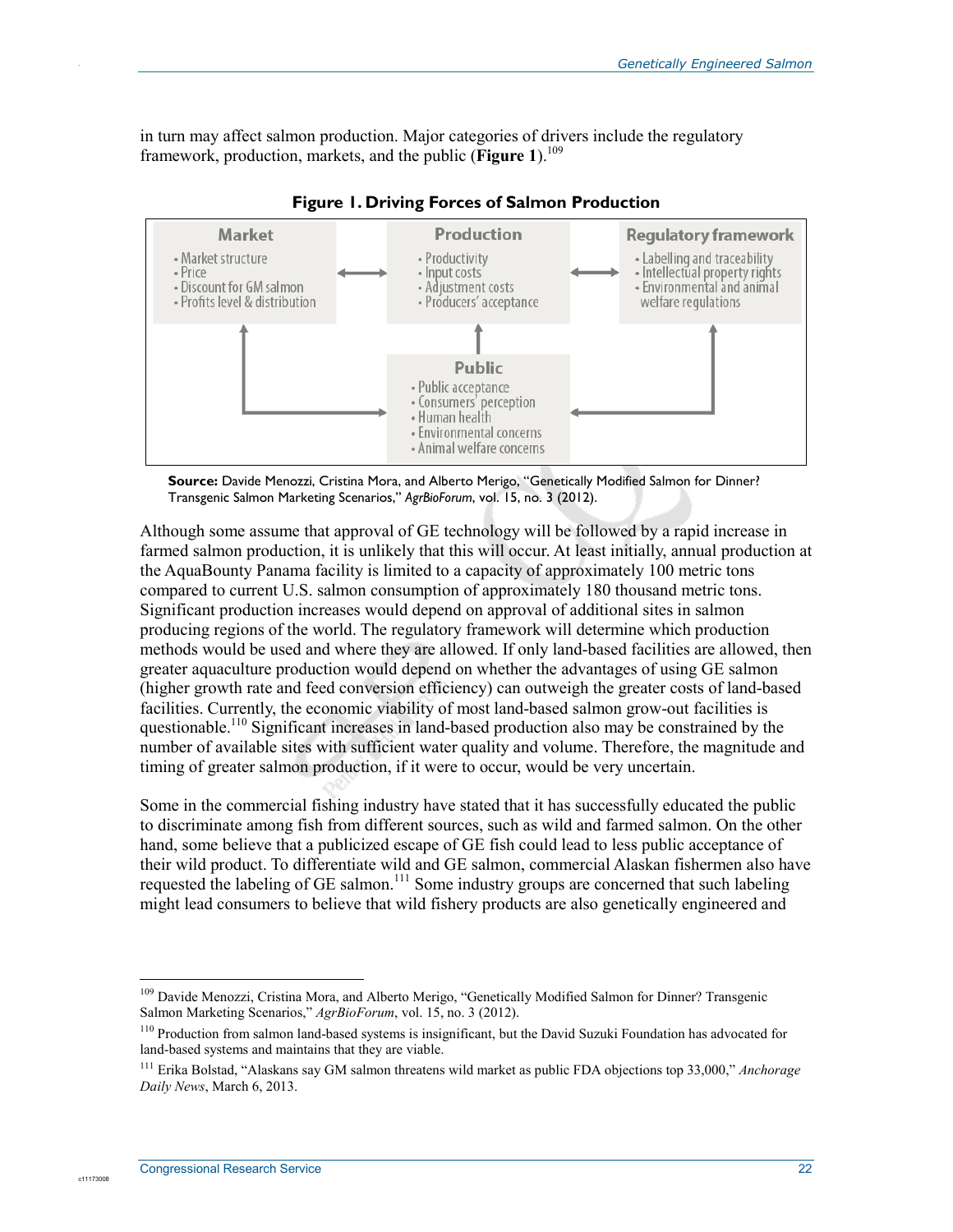in turn may affect salmon production. Major categories of drivers include the regulatory framework, production, markets, and the public (**Figure 1**).[109]

**Figure 1. Driving Forces of Salmon Production**

**Market**
- Market structure
- Price
- Discount for GM salmon
- Profits level & distribution

**Production**
- Productivity
- Input costs
- Adjustment costs
- Producers' acceptance

**Regulatory framework**
- Labelling and traceability
- Intellectual property rights
- Environmental and animal welfare regulations

**Public**
- Public acceptance
- Consumers' perception
- Human health
- Environmental concerns
- Animal welfare concerns

**Source:** Davide Menozzi, Cristina Mora, and Alberto Merigo, "Genetically Modified Salmon for Dinner? Transgenic Salmon Marketing Scenarios," *AgrBioForum*, vol. 15, no. 3 (2012).

Although some assume that approval of GE technology will be followed by a rapid increase in farmed salmon production, it is unlikely that this will occur. At least initially, annual production at the AquaBounty Panama facility is limited to a capacity of approximately 100 metric tons compared to current U.S. salmon consumption of approximately 180 thousand metric tons. Significant production increases would depend on approval of additional sites in salmon producing regions of the world. The regulatory framework will determine which production methods would be used and where they are allowed. If only land-based facilities are allowed, then greater aquaculture production would depend on whether the advantages of using GE salmon (higher growth rate and feed conversion efficiency) can outweigh the greater costs of land-based facilities. Currently, the economic viability of most land-based salmon grow-out facilities is questionable.[110] Significant increases in land-based production also may be constrained by the number of available sites with sufficient water quality and volume. Therefore, the magnitude and timing of greater salmon production, if it were to occur, would be very uncertain.

Some in the commercial fishing industry have stated that it has successfully educated the public to discriminate among fish from different sources, such as wild and farmed salmon. On the other hand, some believe that a publicized escape of GE fish could lead to less public acceptance of their wild product. To differentiate wild and GE salmon, commercial Alaskan fishermen also have requested the labeling of GE salmon.[111] Some industry groups are concerned that such labeling might lead consumers to believe that wild fishery products are also genetically engineered and

---

[109] Davide Menozzi, Cristina Mora, and Alberto Merigo, "Genetically Modified Salmon for Dinner? Transgenic Salmon Marketing Scenarios," *AgrBioForum*, vol. 15, no. 3 (2012).

[110] Production from salmon land-based systems is insignificant, but the David Suzuki Foundation has advocated for land-based systems and maintains that they are viable.

[111] Erika Bolstad, "Alaskans say GM salmon threatens wild market as public FDA objections top 33,000," *Anchorage Daily News*, March 6, 2013.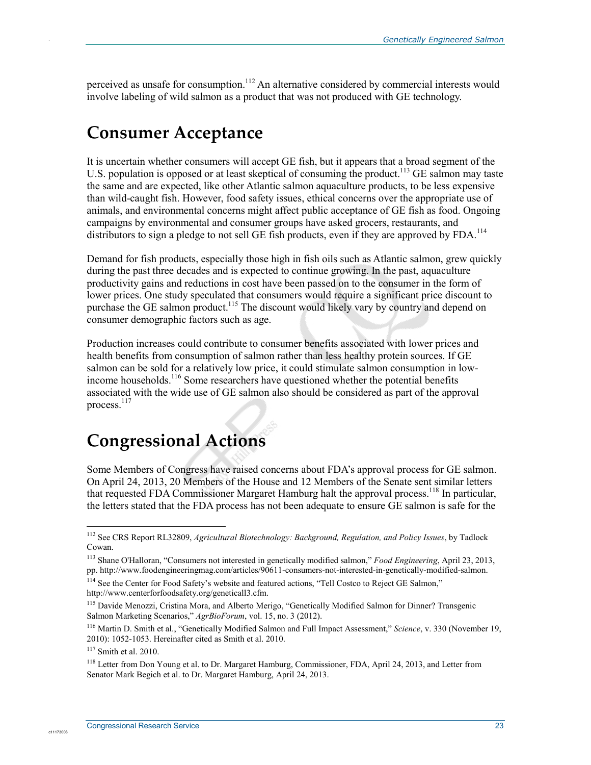perceived as unsafe for consumption.[112] An alternative considered by commercial interests would involve labeling of wild salmon as a product that was not produced with GE technology.

## Consumer Acceptance

It is uncertain whether consumers will accept GE fish, but it appears that a broad segment of the U.S. population is opposed or at least skeptical of consuming the product.[113] GE salmon may taste the same and are expected, like other Atlantic salmon aquaculture products, to be less expensive than wild-caught fish. However, food safety issues, ethical concerns over the appropriate use of animals, and environmental concerns might affect public acceptance of GE fish as food. Ongoing campaigns by environmental and consumer groups have asked grocers, restaurants, and distributors to sign a pledge to not sell GE fish products, even if they are approved by FDA.[114]

Demand for fish products, especially those high in fish oils such as Atlantic salmon, grew quickly during the past three decades and is expected to continue growing. In the past, aquaculture productivity gains and reductions in cost have been passed on to the consumer in the form of lower prices. One study speculated that consumers would require a significant price discount to purchase the GE salmon product.[115] The discount would likely vary by country and depend on consumer demographic factors such as age.

Production increases could contribute to consumer benefits associated with lower prices and health benefits from consumption of salmon rather than less healthy protein sources. If GE salmon can be sold for a relatively low price, it could stimulate salmon consumption in low-income households.[116] Some researchers have questioned whether the potential benefits associated with the wide use of GE salmon also should be considered as part of the approval process.[117]

## Congressional Actions

Some Members of Congress have raised concerns about FDA's approval process for GE salmon. On April 24, 2013, 20 Members of the House and 12 Members of the Senate sent similar letters that requested FDA Commissioner Margaret Hamburg halt the approval process.[118] In particular, the letters stated that the FDA process has not been adequate to ensure GE salmon is safe for the

---

[112] See CRS Report RL32809, *Agricultural Biotechnology: Background, Regulation, and Policy Issues*, by Tadlock Cowan.

[113] Shane O'Halloran, "Consumers not interested in genetically modified salmon," *Food Engineering*, April 23, 2013, pp. http://www.foodengineeringmag.com/articles/90611-consumers-not-interested-in-genetically-modified-salmon.

[114] See the Center for Food Safety's website and featured actions, "Tell Costco to Reject GE Salmon," http://www.centerforfoodsafety.org/geneticall3.cfm.

[115] Davide Menozzi, Cristina Mora, and Alberto Merigo, "Genetically Modified Salmon for Dinner? Transgenic Salmon Marketing Scenarios," *AgrBioForum*, vol. 15, no. 3 (2012).

[116] Martin D. Smith et al., "Genetically Modified Salmon and Full Impact Assessment," *Science*, v. 330 (November 19, 2010): 1052-1053. Hereinafter cited as Smith et al. 2010.

[117] Smith et al. 2010.

[118] Letter from Don Young et al. to Dr. Margaret Hamburg, Commissioner, FDA, April 24, 2013, and Letter from Senator Mark Begich et al. to Dr. Margaret Hamburg, April 24, 2013.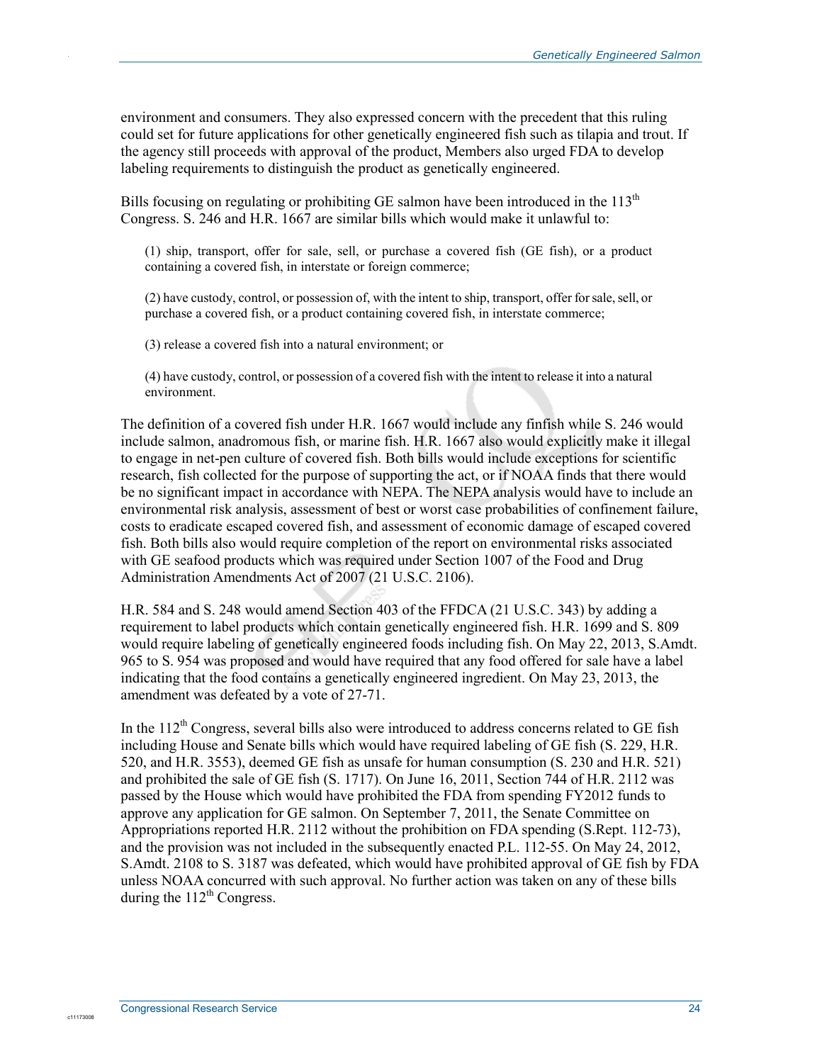environment and consumers. They also expressed concern with the precedent that this ruling could set for future applications for other genetically engineered fish such as tilapia and trout. If the agency still proceeds with approval of the product, Members also urged FDA to develop labeling requirements to distinguish the product as genetically engineered.

Bills focusing on regulating or prohibiting GE salmon have been introduced in the 113th Congress. S. 246 and H.R. 1667 are similar bills which would make it unlawful to:

> (1) ship, transport, offer for sale, sell, or purchase a covered fish (GE fish), or a product containing a covered fish, in interstate or foreign commerce;
>
> (2) have custody, control, or possession of, with the intent to ship, transport, offer for sale, sell, or purchase a covered fish, or a product containing covered fish, in interstate commerce;
>
> (3) release a covered fish into a natural environment; or
>
> (4) have custody, control, or possession of a covered fish with the intent to release it into a natural environment.

The definition of a covered fish under H.R. 1667 would include any finfish while S. 246 would include salmon, anadromous fish, or marine fish. H.R. 1667 also would explicitly make it illegal to engage in net-pen culture of covered fish. Both bills would include exceptions for scientific research, fish collected for the purpose of supporting the act, or if NOAA finds that there would be no significant impact in accordance with NEPA. The NEPA analysis would have to include an environmental risk analysis, assessment of best or worst case probabilities of confinement failure, costs to eradicate escaped covered fish, and assessment of economic damage of escaped covered fish. Both bills also would require completion of the report on environmental risks associated with GE seafood products which was required under Section 1007 of the Food and Drug Administration Amendments Act of 2007 (21 U.S.C. 2106).

H.R. 584 and S. 248 would amend Section 403 of the FFDCA (21 U.S.C. 343) by adding a requirement to label products which contain genetically engineered fish. H.R. 1699 and S. 809 would require labeling of genetically engineered foods including fish. On May 22, 2013, S.Amdt. 965 to S. 954 was proposed and would have required that any food offered for sale have a label indicating that the food contains a genetically engineered ingredient. On May 23, 2013, the amendment was defeated by a vote of 27-71.

In the 112th Congress, several bills also were introduced to address concerns related to GE fish including House and Senate bills which would have required labeling of GE fish (S. 229, H.R. 520, and H.R. 3553), deemed GE fish as unsafe for human consumption (S. 230 and H.R. 521) and prohibited the sale of GE fish (S. 1717). On June 16, 2011, Section 744 of H.R. 2112 was passed by the House which would have prohibited the FDA from spending FY2012 funds to approve any application for GE salmon. On September 7, 2011, the Senate Committee on Appropriations reported H.R. 2112 without the prohibition on FDA spending (S.Rept. 112-73), and the provision was not included in the subsequently enacted P.L. 112-55. On May 24, 2012, S.Amdt. 2108 to S. 3187 was defeated, which would have prohibited approval of GE fish by FDA unless NOAA concurred with such approval. No further action was taken on any of these bills during the 112th Congress.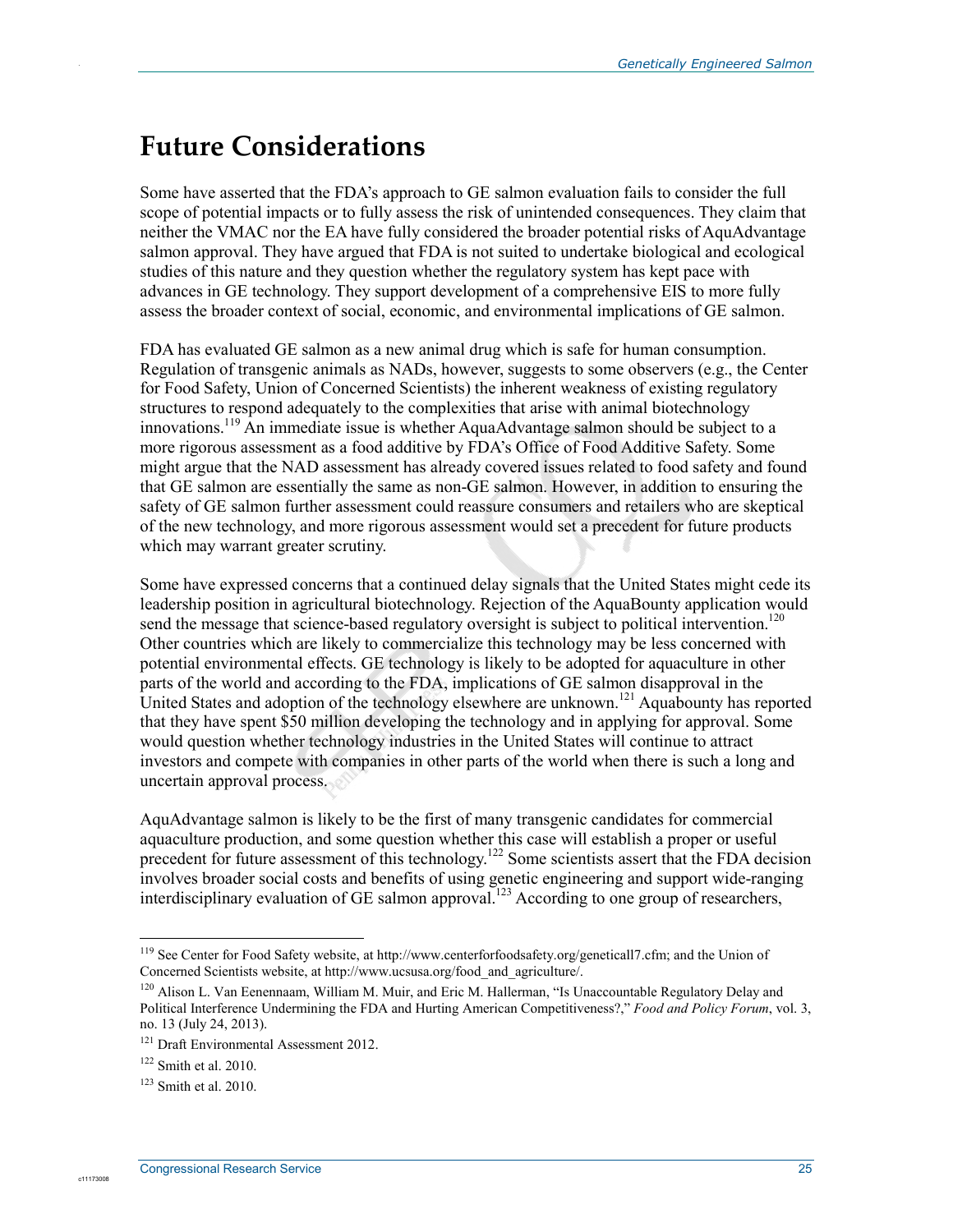# Future Considerations

Some have asserted that the FDA's approach to GE salmon evaluation fails to consider the full scope of potential impacts or to fully assess the risk of unintended consequences. They claim that neither the VMAC nor the EA have fully considered the broader potential risks of AquAdvantage salmon approval. They have argued that FDA is not suited to undertake biological and ecological studies of this nature and they question whether the regulatory system has kept pace with advances in GE technology. They support development of a comprehensive EIS to more fully assess the broader context of social, economic, and environmental implications of GE salmon.

FDA has evaluated GE salmon as a new animal drug which is safe for human consumption. Regulation of transgenic animals as NADs, however, suggests to some observers (e.g., the Center for Food Safety, Union of Concerned Scientists) the inherent weakness of existing regulatory structures to respond adequately to the complexities that arise with animal biotechnology innovations.[119] An immediate issue is whether AquaAdvantage salmon should be subject to a more rigorous assessment as a food additive by FDA's Office of Food Additive Safety. Some might argue that the NAD assessment has already covered issues related to food safety and found that GE salmon are essentially the same as non-GE salmon. However, in addition to ensuring the safety of GE salmon further assessment could reassure consumers and retailers who are skeptical of the new technology, and more rigorous assessment would set a precedent for future products which may warrant greater scrutiny.

Some have expressed concerns that a continued delay signals that the United States might cede its leadership position in agricultural biotechnology. Rejection of the AquaBounty application would send the message that science-based regulatory oversight is subject to political intervention.[120] Other countries which are likely to commercialize this technology may be less concerned with potential environmental effects. GE technology is likely to be adopted for aquaculture in other parts of the world and according to the FDA, implications of GE salmon disapproval in the United States and adoption of the technology elsewhere are unknown.[121] Aquabounty has reported that they have spent $50 million developing the technology and in applying for approval. Some would question whether technology industries in the United States will continue to attract investors and compete with companies in other parts of the world when there is such a long and uncertain approval process.

AquAdvantage salmon is likely to be the first of many transgenic candidates for commercial aquaculture production, and some question whether this case will establish a proper or useful precedent for future assessment of this technology.[122] Some scientists assert that the FDA decision involves broader social costs and benefits of using genetic engineering and support wide-ranging interdisciplinary evaluation of GE salmon approval.[123] According to one group of researchers,

---

[119] See Center for Food Safety website, at http://www.centerforfoodsafety.org/geneticall7.cfm; and the Union of Concerned Scientists website, at http://www.ucsusa.org/food_and_agriculture/.

[120] Alison L. Van Eenennaam, William M. Muir, and Eric M. Hallerman, "Is Unaccountable Regulatory Delay and Political Interference Undermining the FDA and Hurting American Competitiveness?," *Food and Policy Forum*, vol. 3, no. 13 (July 24, 2013).

[121] Draft Environmental Assessment 2012.

[122] Smith et al. 2010.

[123] Smith et al. 2010.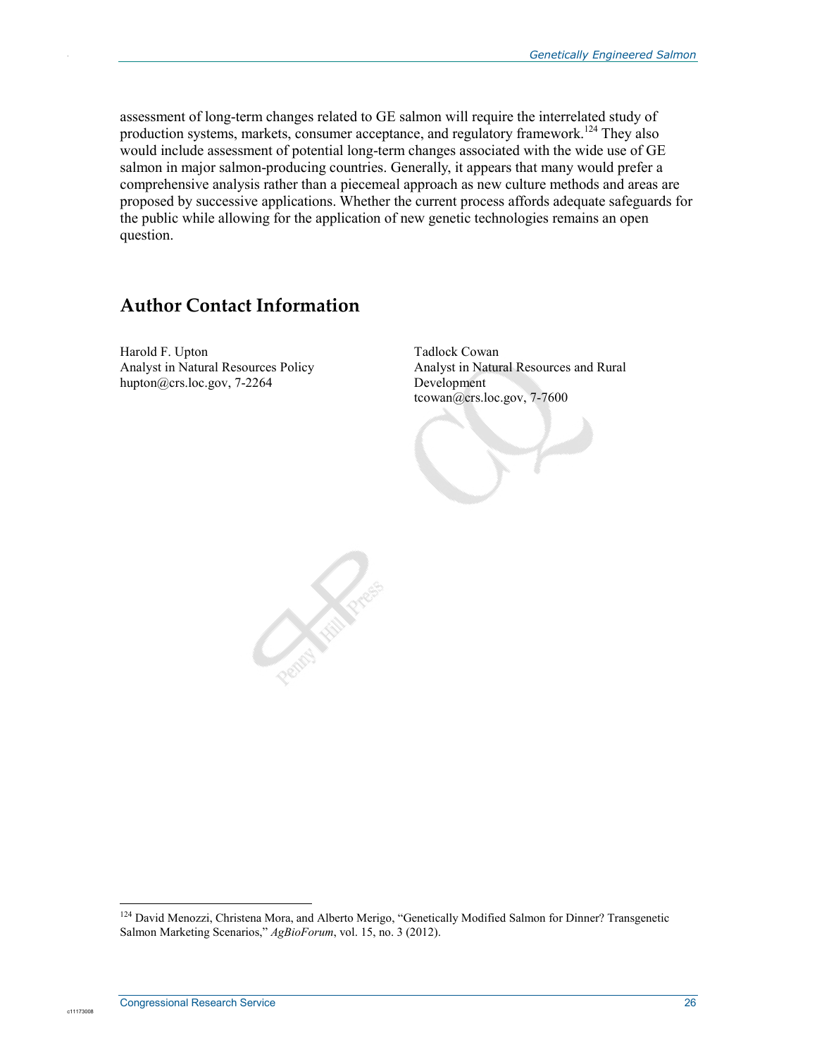assessment of long-term changes related to GE salmon will require the interrelated study of production systems, markets, consumer acceptance, and regulatory framework.[124] They also would include assessment of potential long-term changes associated with the wide use of GE salmon in major salmon-producing countries. Generally, it appears that many would prefer a comprehensive analysis rather than a piecemeal approach as new culture methods and areas are proposed by successive applications. Whether the current process affords adequate safeguards for the public while allowing for the application of new genetic technologies remains an open question.

## Author Contact Information

Harold F. Upton
Analyst in Natural Resources Policy
hupton@crs.loc.gov, 7-2264

Tadlock Cowan
Analyst in Natural Resources and Rural Development
tcowan@crs.loc.gov, 7-7600

---

[124] David Menozzi, Christena Mora, and Alberto Merigo, "Genetically Modified Salmon for Dinner? Transgenetic Salmon Marketing Scenarios," *AgBioForum*, vol. 15, no. 3 (2012).